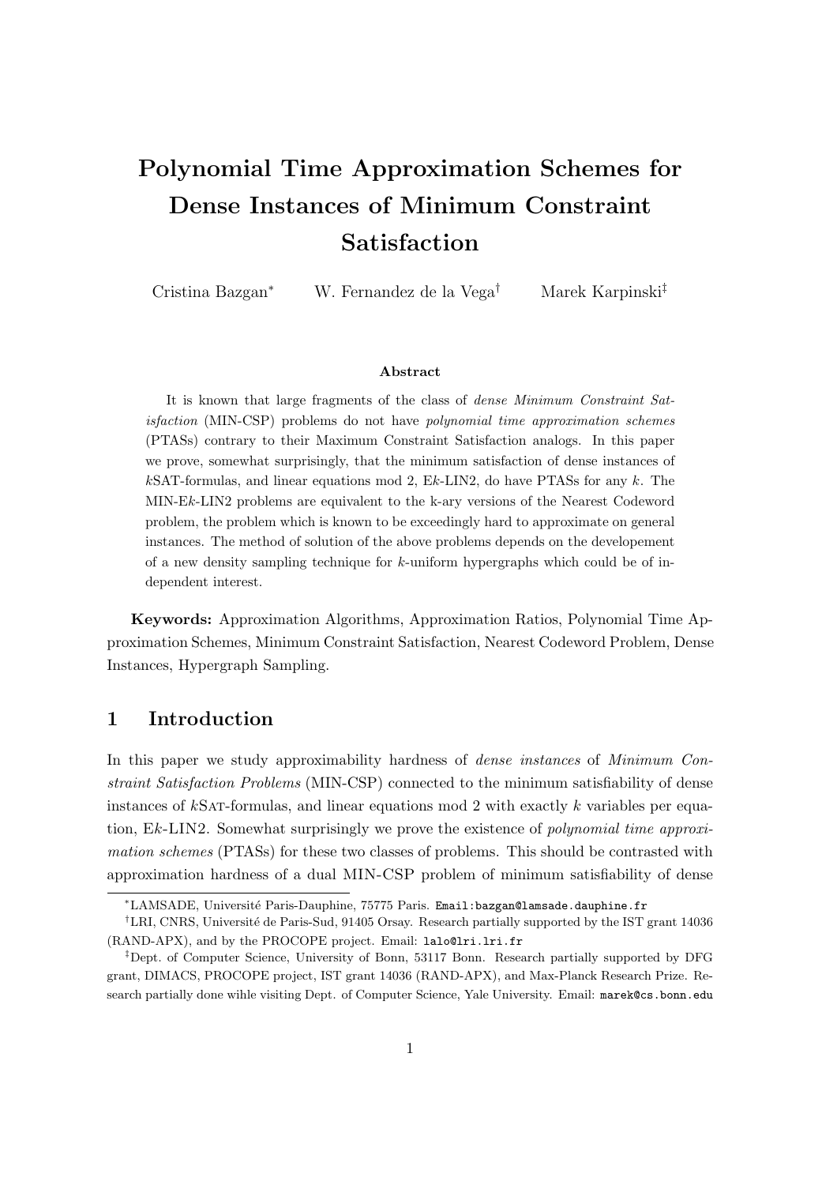# Polynomial Time Approximation Schemes for Dense Instances of Minimum Constraint Satisfaction

Cristina Bazgan[*] W. Fernandez de la Vega[†] Marek Karpinski[‡]

### Abstract

It is known that large fragments of the class of *dense Minimum Constraint Satisfaction* (MIN-CSP) problems do not have *polynomial time approximation schemes* (PTASs) contrary to their Maximum Constraint Satisfaction analogs. In this paper we prove, somewhat surprisingly, that the minimum satisfaction of dense instances of $k$SAT-formulas, and linear equations mod 2, E$k$-LIN2, do have PTASs for any $k$. The MIN-E$k$-LIN2 problems are equivalent to the k-ary versions of the Nearest Codeword problem, the problem which is known to be exceedingly hard to approximate on general instances. The method of solution of the above problems depends on the developement of a new density sampling technique for $k$-uniform hypergraphs which could be of independent interest.

**Keywords:** Approximation Algorithms, Approximation Ratios, Polynomial Time Approximation Schemes, Minimum Constraint Satisfaction, Nearest Codeword Problem, Dense Instances, Hypergraph Sampling.

## 1 Introduction

In this paper we study approximability hardness of *dense instances* of *Minimum Constraint Satisfaction Problems* (MIN-CSP) connected to the minimum satisfiability of dense instances of $k$SAT-formulas, and linear equations mod 2 with exactly $k$ variables per equation, E$k$-LIN2. Somewhat surprisingly we prove the existence of *polynomial time approximation schemes* (PTASs) for these two classes of problems. This should be contrasted with approximation hardness of a dual MIN-CSP problem of minimum satisfiability of dense

[*]LAMSADE, Université Paris-Dauphine, 75775 Paris. Email:bazgan@lamsade.dauphine.fr

[†]LRI, CNRS, Université de Paris-Sud, 91405 Orsay. Research partially supported by the IST grant 14036 (RAND-APX), and by the PROCOPE project. Email: lalo@lri.lri.fr

[‡]Dept. of Computer Science, University of Bonn, 53117 Bonn. Research partially supported by DFG grant, DIMACS, PROCOPE project, IST grant 14036 (RAND-APX), and Max-Planck Research Prize. Research partially done wihle visiting Dept. of Computer Science, Yale University. Email: marek@cs.bonn.edu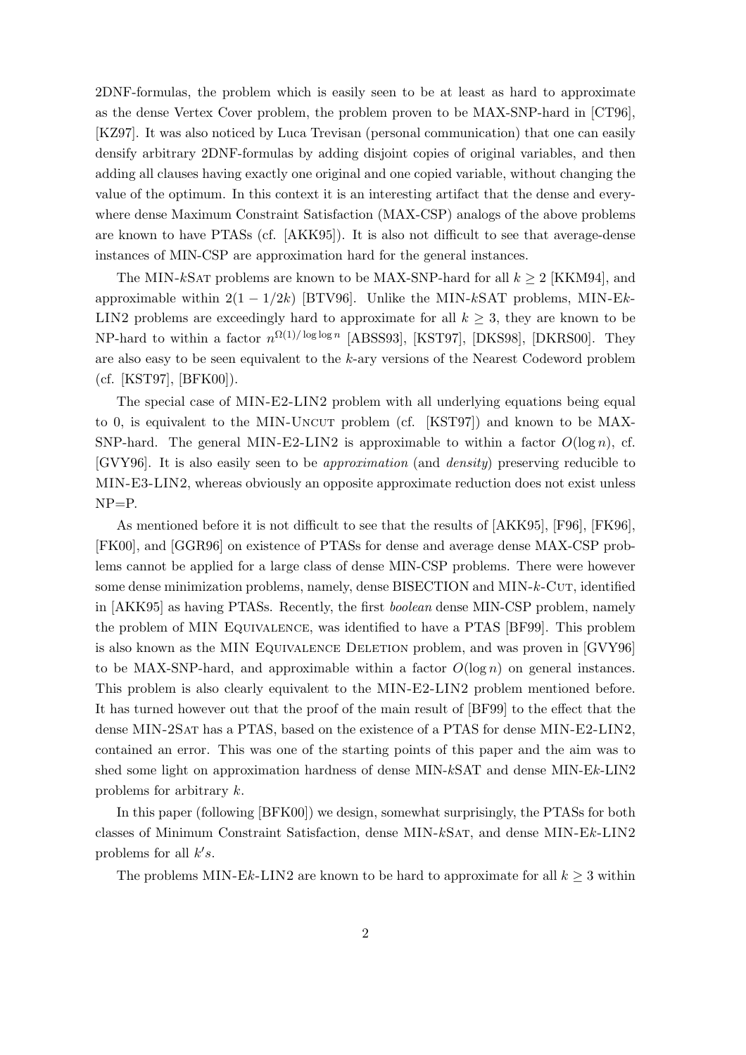2DNF-formulas, the problem which is easily seen to be at least as hard to approximate as the dense Vertex Cover problem, the problem proven to be MAX-SNP-hard in [CT96], [KZ97]. It was also noticed by Luca Trevisan (personal communication) that one can easily densify arbitrary 2DNF-formulas by adding disjoint copies of original variables, and then adding all clauses having exactly one original and one copied variable, without changing the value of the optimum. In this context it is an interesting artifact that the dense and everywhere dense Maximum Constraint Satisfaction (MAX-CSP) analogs of the above problems are known to have PTASs (cf. [AKK95]). It is also not difficult to see that average-dense instances of MIN-CSP are approximation hard for the general instances.

The MIN-$k$SAT problems are known to be MAX-SNP-hard for all $k \geq 2$ [KKM94], and approximable within $2(1 - 1/2k)$ [BTV96]. Unlike the MIN-$k$SAT problems, MIN-E$k$-LIN2 problems are exceedingly hard to approximate for all $k \geq 3$, they are known to be NP-hard to within a factor $n^{\Omega(1)/\log\log n}$ [ABSS93], [KST97], [DKS98], [DKRS00]. They are also easy to be seen equivalent to the $k$-ary versions of the Nearest Codeword problem (cf. [KST97], [BFK00]).

The special case of MIN-E2-LIN2 problem with all underlying equations being equal to 0, is equivalent to the MIN-UNCUT problem (cf. [KST97]) and known to be MAX-SNP-hard. The general MIN-E2-LIN2 is approximable to within a factor $O(\log n)$, cf. [GVY96]. It is also easily seen to be *approximation* (and *density*) preserving reducible to MIN-E3-LIN2, whereas obviously an opposite approximate reduction does not exist unless NP=P.

As mentioned before it is not difficult to see that the results of [AKK95], [F96], [FK96], [FK00], and [GGR96] on existence of PTASs for dense and average dense MAX-CSP problems cannot be applied for a large class of dense MIN-CSP problems. There were however some dense minimization problems, namely, dense BISECTION and MIN-$k$-CUT, identified in [AKK95] as having PTASs. Recently, the first *boolean* dense MIN-CSP problem, namely the problem of MIN EQUIVALENCE, was identified to have a PTAS [BF99]. This problem is also known as the MIN EQUIVALENCE DELETION problem, and was proven in [GVY96] to be MAX-SNP-hard, and approximable within a factor $O(\log n)$ on general instances. This problem is also clearly equivalent to the MIN-E2-LIN2 problem mentioned before. It has turned however out that the proof of the main result of [BF99] to the effect that the dense MIN-2SAT has a PTAS, based on the existence of a PTAS for dense MIN-E2-LIN2, contained an error. This was one of the starting points of this paper and the aim was to shed some light on approximation hardness of dense MIN-$k$SAT and dense MIN-E$k$-LIN2 problems for arbitrary $k$.

In this paper (following [BFK00]) we design, somewhat surprisingly, the PTASs for both classes of Minimum Constraint Satisfaction, dense MIN-$k$SAT, and dense MIN-E$k$-LIN2 problems for all $k's$.

The problems MIN-E$k$-LIN2 are known to be hard to approximate for all $k \geq 3$ within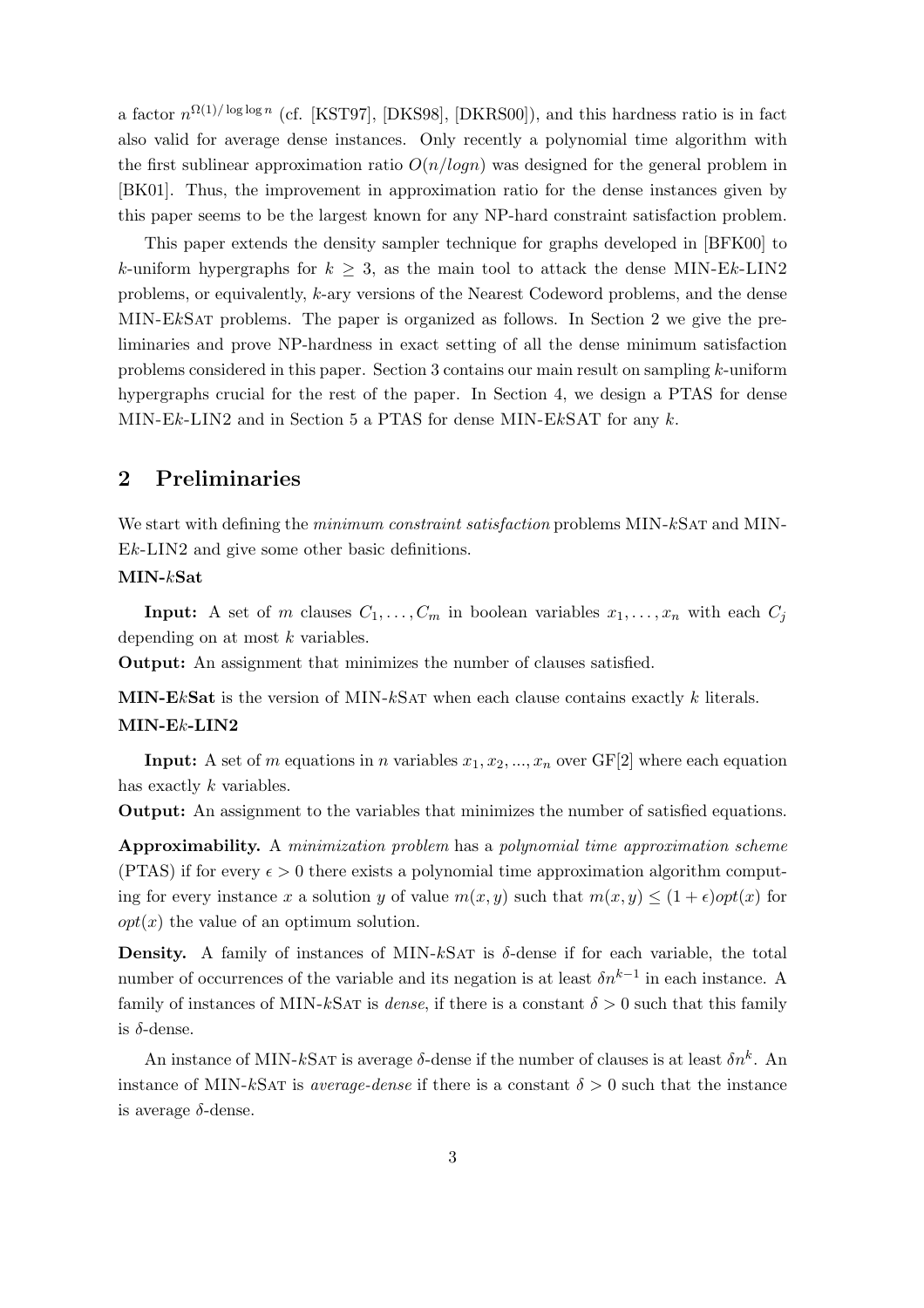a factor $n^{\Omega(1)/\log\log n}$ (cf. [KST97], [DKS98], [DKRS00]), and this hardness ratio is in fact also valid for average dense instances. Only recently a polynomial time algorithm with the first sublinear approximation ratio $O(n/logn)$ was designed for the general problem in [BK01]. Thus, the improvement in approximation ratio for the dense instances given by this paper seems to be the largest known for any NP-hard constraint satisfaction problem.

This paper extends the density sampler technique for graphs developed in [BFK00] to $k$-uniform hypergraphs for $k \geq 3$, as the main tool to attack the dense MIN-E$k$-LIN2 problems, or equivalently, $k$-ary versions of the Nearest Codeword problems, and the dense MIN-E$k$SAT problems. The paper is organized as follows. In Section 2 we give the preliminaries and prove NP-hardness in exact setting of all the dense minimum satisfaction problems considered in this paper. Section 3 contains our main result on sampling $k$-uniform hypergraphs crucial for the rest of the paper. In Section 4, we design a PTAS for dense MIN-E$k$-LIN2 and in Section 5 a PTAS for dense MIN-E$k$SAT for any $k$.

## 2 Preliminaries

We start with defining the *minimum constraint satisfaction* problems MIN-$k$SAT and MIN-E$k$-LIN2 and give some other basic definitions.

**MIN-$k$Sat**

**Input:** A set of $m$ clauses $C_1, \ldots, C_m$ in boolean variables $x_1, \ldots, x_n$ with each $C_j$ depending on at most $k$ variables.

**Output:** An assignment that minimizes the number of clauses satisfied.

**MIN-E$k$Sat** is the version of MIN-$k$SAT when each clause contains exactly $k$ literals.

**MIN-E$k$-LIN2**

**Input:** A set of $m$ equations in $n$ variables $x_1, x_2, ..., x_n$ over GF[2] where each equation has exactly $k$ variables.

**Output:** An assignment to the variables that minimizes the number of satisfied equations.

**Approximability.** A *minimization problem* has a *polynomial time approximation scheme* (PTAS) if for every $\epsilon > 0$ there exists a polynomial time approximation algorithm computing for every instance $x$ a solution $y$ of value $m(x, y)$ such that $m(x, y) \leq (1 + \epsilon)opt(x)$ for $opt(x)$ the value of an optimum solution.

**Density.** A family of instances of MIN-$k$SAT is $\delta$-dense if for each variable, the total number of occurrences of the variable and its negation is at least $\delta n^{k-1}$ in each instance. A family of instances of MIN-$k$SAT is *dense*, if there is a constant $\delta > 0$ such that this family is $\delta$-dense.

An instance of MIN-$k$SAT is average $\delta$-dense if the number of clauses is at least $\delta n^k$. An instance of MIN-$k$SAT is *average-dense* if there is a constant $\delta > 0$ such that the instance is average $\delta$-dense.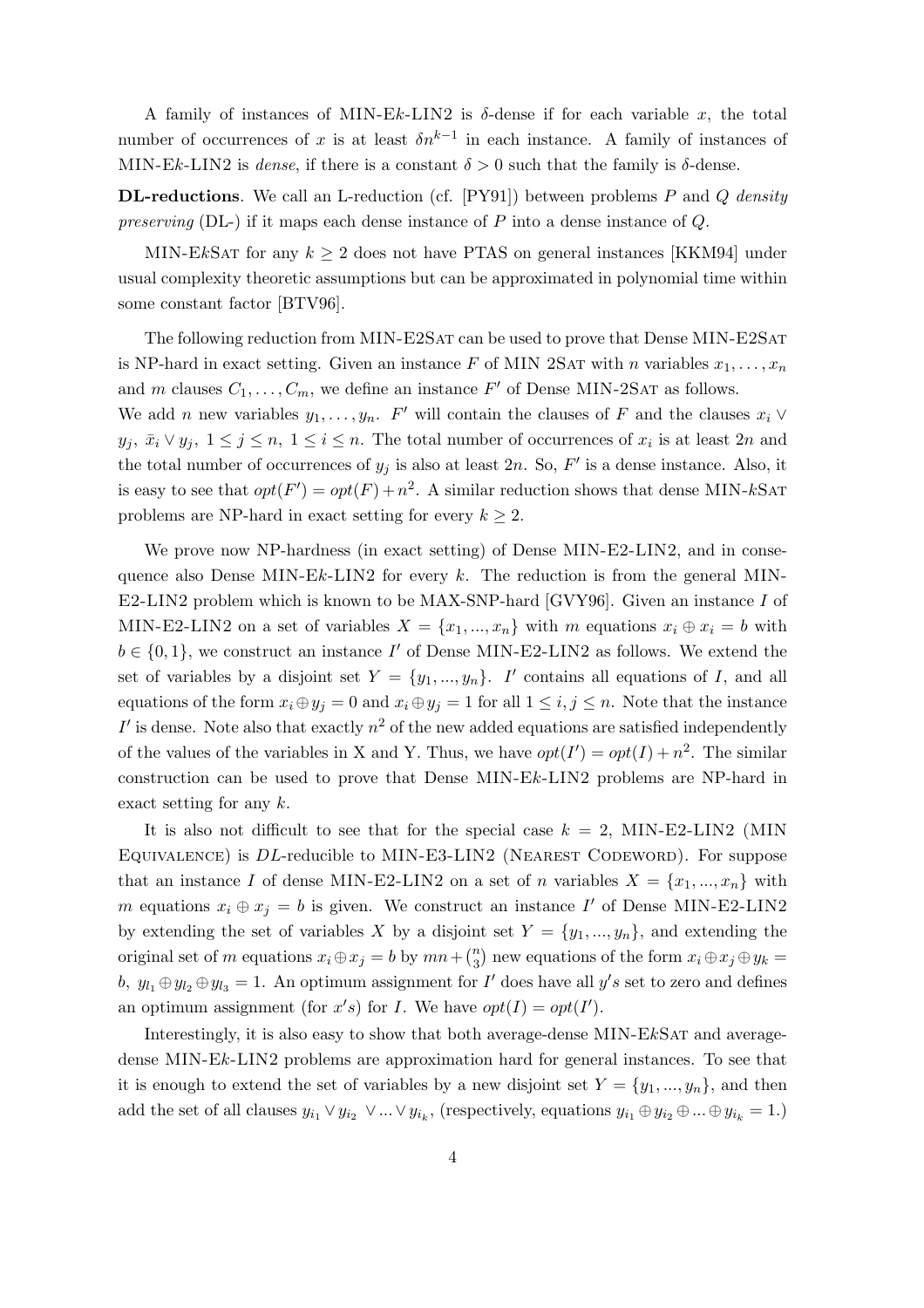A family of instances of MIN-E$k$-LIN2 is $\delta$-dense if for each variable $x$, the total number of occurrences of $x$ is at least $\delta n^{k-1}$ in each instance. A family of instances of MIN-E$k$-LIN2 is *dense*, if there is a constant $\delta > 0$ such that the family is $\delta$-dense.

**DL-reductions**. We call an L-reduction (cf. [PY91]) between problems $P$ and $Q$ *density preserving* (DL-) if it maps each dense instance of $P$ into a dense instance of $Q$.

MIN-E$k$SAT for any $k \geq 2$ does not have PTAS on general instances [KKM94] under usual complexity theoretic assumptions but can be approximated in polynomial time within some constant factor [BTV96].

The following reduction from MIN-E2SAT can be used to prove that Dense MIN-E2SAT is NP-hard in exact setting. Given an instance $F$ of MIN 2SAT with $n$ variables $x_1, \ldots, x_n$ and $m$ clauses $C_1, \ldots, C_m$, we define an instance $F'$ of Dense MIN-2SAT as follows.
We add $n$ new variables $y_1, \ldots, y_n$. $F'$ will contain the clauses of $F$ and the clauses $x_i \vee y_j$, $\bar{x}_i \vee y_j$, $1 \leq j \leq n$, $1 \leq i \leq n$. The total number of occurrences of $x_i$ is at least $2n$ and the total number of occurrences of $y_j$ is also at least $2n$. So, $F'$ is a dense instance. Also, it is easy to see that $opt(F') = opt(F) + n^2$. A similar reduction shows that dense MIN-$k$SAT problems are NP-hard in exact setting for every $k \geq 2$.

We prove now NP-hardness (in exact setting) of Dense MIN-E2-LIN2, and in consequence also Dense MIN-E$k$-LIN2 for every $k$. The reduction is from the general MIN-E2-LIN2 problem which is known to be MAX-SNP-hard [GVY96]. Given an instance $I$ of MIN-E2-LIN2 on a set of variables $X = \{x_1, ..., x_n\}$ with $m$ equations $x_i \oplus x_i = b$ with $b \in \{0, 1\}$, we construct an instance $I'$ of Dense MIN-E2-LIN2 as follows. We extend the set of variables by a disjoint set $Y = \{y_1, ..., y_n\}$. $I'$ contains all equations of $I$, and all equations of the form $x_i \oplus y_j = 0$ and $x_i \oplus y_j = 1$ for all $1 \leq i, j \leq n$. Note that the instance $I'$ is dense. Note also that exactly $n^2$ of the new added equations are satisfied independently of the values of the variables in X and Y. Thus, we have $opt(I') = opt(I) + n^2$. The similar construction can be used to prove that Dense MIN-E$k$-LIN2 problems are NP-hard in exact setting for any $k$.

It is also not difficult to see that for the special case $k = 2$, MIN-E2-LIN2 (MIN EQUIVALENCE) is $DL$-reducible to MIN-E3-LIN2 (NEAREST CODEWORD). For suppose that an instance $I$ of dense MIN-E2-LIN2 on a set of $n$ variables $X = \{x_1, ..., x_n\}$ with $m$ equations $x_i \oplus x_j = b$ is given. We construct an instance $I'$ of Dense MIN-E2-LIN2 by extending the set of variables $X$ by a disjoint set $Y = \{y_1, ..., y_n\}$, and extending the original set of $m$ equations $x_i \oplus x_j = b$ by $mn + \binom{n}{3}$ new equations of the form $x_i \oplus x_j \oplus y_k = b$, $y_{l_1} \oplus y_{l_2} \oplus y_{l_3} = 1$. An optimum assignment for $I'$ does have all $y's$ set to zero and defines an optimum assignment (for $x's$) for $I$. We have $opt(I) = opt(I')$.

Interestingly, it is also easy to show that both average-dense MIN-E$k$SAT and average-dense MIN-E$k$-LIN2 problems are approximation hard for general instances. To see that it is enough to extend the set of variables by a new disjoint set $Y = \{y_1, ..., y_n\}$, and then add the set of all clauses $y_{i_1} \vee y_{i_2} \vee ... \vee y_{i_k}$, (respectively, equations $y_{i_1} \oplus y_{i_2} \oplus ... \oplus y_{i_k} = 1$.)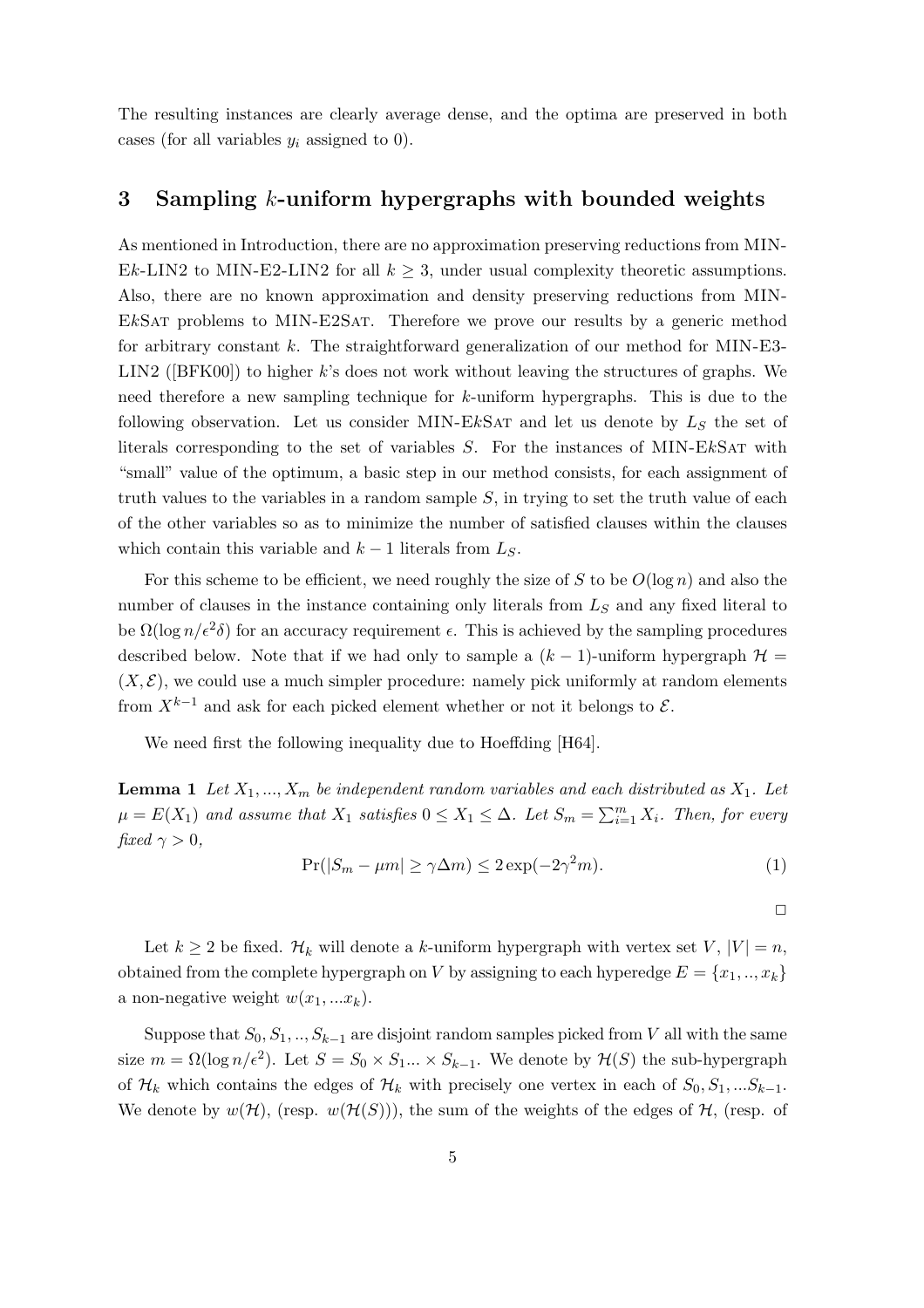The resulting instances are clearly average dense, and the optima are preserved in both cases (for all variables $y_i$ assigned to 0).

## 3 Sampling $k$-uniform hypergraphs with bounded weights

As mentioned in Introduction, there are no approximation preserving reductions from MIN-E$k$-LIN2 to MIN-E2-LIN2 for all $k \geq 3$, under usual complexity theoretic assumptions. Also, there are no known approximation and density preserving reductions from MIN-E$k$SAT problems to MIN-E2SAT. Therefore we prove our results by a generic method for arbitrary constant $k$. The straightforward generalization of our method for MIN-E3-LIN2 ([BFK00]) to higher $k$'s does not work without leaving the structures of graphs. We need therefore a new sampling technique for $k$-uniform hypergraphs. This is due to the following observation. Let us consider MIN-E$k$SAT and let us denote by $L_S$ the set of literals corresponding to the set of variables $S$. For the instances of MIN-E$k$SAT with "small" value of the optimum, a basic step in our method consists, for each assignment of truth values to the variables in a random sample $S$, in trying to set the truth value of each of the other variables so as to minimize the number of satisfied clauses within the clauses which contain this variable and $k-1$ literals from $L_S$.

For this scheme to be efficient, we need roughly the size of $S$ to be $O(\log n)$ and also the number of clauses in the instance containing only literals from $L_S$ and any fixed literal to be $\Omega(\log n/\epsilon^2\delta)$ for an accuracy requirement $\epsilon$. This is achieved by the sampling procedures described below. Note that if we had only to sample a $(k-1)$-uniform hypergraph $\mathcal{H} = (X, \mathcal{E})$, we could use a much simpler procedure: namely pick uniformly at random elements from $X^{k-1}$ and ask for each picked element whether or not it belongs to $\mathcal{E}$.

We need first the following inequality due to Hoeffding [H64].

**Lemma 1** *Let $X_1, ..., X_m$ be independent random variables and each distributed as $X_1$. Let $\mu = E(X_1)$ and assume that $X_1$ satisfies $0 \leq X_1 \leq \Delta$. Let $S_m = \sum_{i=1}^{m} X_i$. Then, for every fixed $\gamma > 0$,*

$$\Pr(|S_m - \mu m| \geq \gamma \Delta m) \leq 2\exp(-2\gamma^2 m). \tag{1}$$

□

Let $k \geq 2$ be fixed. $\mathcal{H}_k$ will denote a $k$-uniform hypergraph with vertex set $V$, $|V| = n$, obtained from the complete hypergraph on $V$ by assigning to each hyperedge $E = \{x_1, .., x_k\}$ a non-negative weight $w(x_1, ...x_k)$.

Suppose that $S_0, S_1, .., S_{k-1}$ are disjoint random samples picked from $V$ all with the same size $m = \Omega(\log n/\epsilon^2)$. Let $S = S_0 \times S_1 ... \times S_{k-1}$. We denote by $\mathcal{H}(S)$ the sub-hypergraph of $\mathcal{H}_k$ which contains the edges of $\mathcal{H}_k$ with precisely one vertex in each of $S_0, S_1, ...S_{k-1}$. We denote by $w(\mathcal{H})$, (resp. $w(\mathcal{H}(S))$), the sum of the weights of the edges of $\mathcal{H}$, (resp. of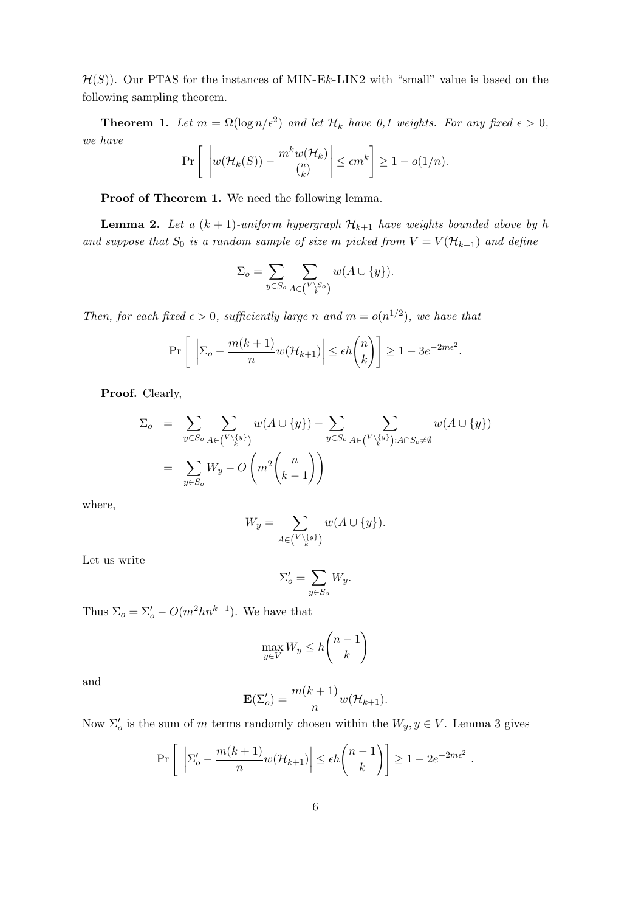$\mathcal{H}(S)$). Our PTAS for the instances of MIN-E$k$-LIN2 with "small" value is based on the following sampling theorem.

**Theorem 1.** *Let $m = \Omega(\log n/\epsilon^2)$ and let $\mathcal{H}_k$ have 0,1 weights. For any fixed $\epsilon > 0$, we have*

$$\Pr\left[\ \left| w(\mathcal{H}_k(S)) - \frac{m^k w(\mathcal{H}_k)}{\binom{n}{k}} \right| \le \epsilon m^k \right] \ge 1 - o(1/n).$$

**Proof of Theorem 1.** We need the following lemma.

**Lemma 2.** *Let a $(k+1)$-uniform hypergraph $\mathcal{H}_{k+1}$ have weights bounded above by $h$ and suppose that $S_0$ is a random sample of size $m$ picked from $V = V(\mathcal{H}_{k+1})$ and define*

$$\Sigma_o = \sum_{y \in S_o} \sum_{A \in \binom{V \setminus S_o}{k}} w(A \cup \{y\}).$$

*Then, for each fixed $\epsilon > 0$, sufficiently large $n$ and $m = o(n^{1/2})$, we have that*

$$\Pr\left[\ \left| \Sigma_o - \frac{m(k+1)}{n} w(\mathcal{H}_{k+1}) \right| \le \epsilon h \binom{n}{k} \right] \ge 1 - 3e^{-2m\epsilon^2}.$$

**Proof.** Clearly,

$$\begin{aligned}
\Sigma_o &= \sum_{y \in S_o} \sum_{A \in \binom{V \setminus \{y\}}{k}} w(A \cup \{y\}) - \sum_{y \in S_o} \sum_{A \in \binom{V \setminus \{y\}}{k} : A \cap S_o \neq \emptyset} w(A \cup \{y\}) \\
&= \sum_{y \in S_o} W_y - O\left(m^2 \binom{n}{k-1}\right)
\end{aligned}$$

where,

$$W_y = \sum_{A \in \binom{V \setminus \{y\}}{k}} w(A \cup \{y\}).$$

Let us write

$$\Sigma_o' = \sum_{y \in S_o} W_y.$$

Thus $\Sigma_o = \Sigma_o' - O(m^2 h n^{k-1})$. We have that

$$\max_{y \in V} W_y \le h \binom{n-1}{k}$$

and

$$\mathbf{E}(\Sigma_o') = \frac{m(k+1)}{n} w(\mathcal{H}_{k+1}).$$

Now $\Sigma_o'$ is the sum of $m$ terms randomly chosen within the $W_y, y \in V$. Lemma 3 gives

$$\Pr\left[\ \left| \Sigma_o' - \frac{m(k+1)}{n} w(\mathcal{H}_{k+1}) \right| \le \epsilon h \binom{n-1}{k} \right] \ge 1 - 2e^{-2m\epsilon^2}\ .$$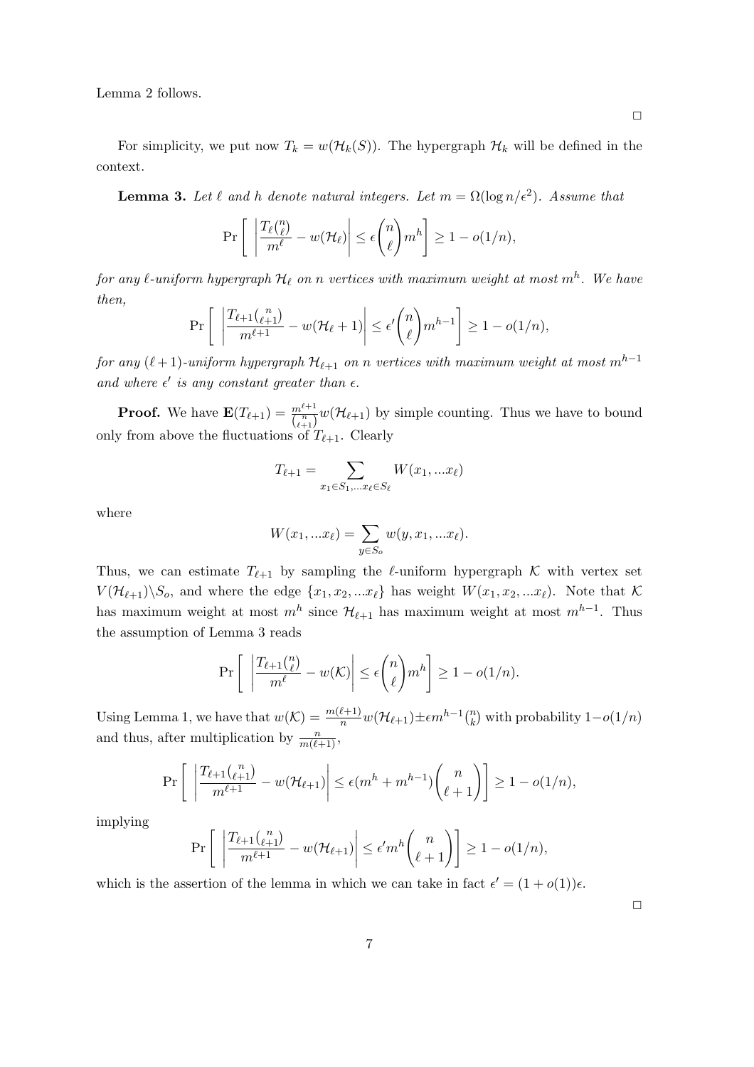Lemma 2 follows.

□

For simplicity, we put now $T_k = w(\mathcal{H}_k(S))$. The hypergraph $\mathcal{H}_k$ will be defined in the context.

**Lemma 3.** *Let $\ell$ and $h$ denote natural integers. Let $m = \Omega(\log n/\epsilon^2)$. Assume that*

$$\Pr\left[ \left| \frac{T_\ell \binom{n}{\ell}}{m^\ell} - w(\mathcal{H}_\ell) \right| \leq \epsilon \binom{n}{\ell} m^h \right] \geq 1 - o(1/n),$$

*for any $\ell$-uniform hypergraph $\mathcal{H}_\ell$ on $n$ vertices with maximum weight at most $m^h$. We have then,*

$$\Pr\left[ \left| \frac{T_{\ell+1} \binom{n}{\ell+1}}{m^{\ell+1}} - w(\mathcal{H}_\ell + 1) \right| \leq \epsilon' \binom{n}{\ell} m^{h-1} \right] \geq 1 - o(1/n),$$

*for any $(\ell+1)$-uniform hypergraph $\mathcal{H}_{\ell+1}$ on $n$ vertices with maximum weight at most $m^{h-1}$ and where $\epsilon'$ is any constant greater than $\epsilon$.*

**Proof.** We have $\mathbf{E}(T_{\ell+1}) = \frac{m^{\ell+1}}{\binom{n}{\ell+1}} w(\mathcal{H}_{\ell+1})$ by simple counting. Thus we have to bound only from above the fluctuations of $T_{\ell+1}$. Clearly

$$T_{\ell+1} = \sum_{x_1 \in S_1, \ldots x_\ell \in S_\ell} W(x_1, \ldots x_\ell)$$

where

$$W(x_1, \ldots x_\ell) = \sum_{y \in S_o} w(y, x_1, \ldots x_\ell).$$

Thus, we can estimate $T_{\ell+1}$ by sampling the $\ell$-uniform hypergraph $\mathcal{K}$ with vertex set $V(\mathcal{H}_{\ell+1}) \backslash S_o$, and where the edge $\{x_1, x_2, \ldots x_\ell\}$ has weight $W(x_1, x_2, \ldots x_\ell)$. Note that $\mathcal{K}$ has maximum weight at most $m^h$ since $\mathcal{H}_{\ell+1}$ has maximum weight at most $m^{h-1}$. Thus the assumption of Lemma 3 reads

$$\Pr\left[ \left| \frac{T_{\ell+1} \binom{n}{\ell}}{m^\ell} - w(\mathcal{K}) \right| \leq \epsilon \binom{n}{\ell} m^h \right] \geq 1 - o(1/n).$$

Using Lemma 1, we have that $w(\mathcal{K}) = \frac{m(\ell+1)}{n} w(\mathcal{H}_{\ell+1}) \pm \epsilon m^{h-1} \binom{n}{k}$ with probability $1 - o(1/n)$ and thus, after multiplication by $\frac{n}{m(\ell+1)}$,

$$\Pr\left[ \left| \frac{T_{\ell+1} \binom{n}{\ell+1}}{m^{\ell+1}} - w(\mathcal{H}_{\ell+1}) \right| \leq \epsilon (m^h + m^{h-1}) \binom{n}{\ell+1} \right] \geq 1 - o(1/n),$$

implying

$$\Pr\left[ \left| \frac{T_{\ell+1} \binom{n}{\ell+1}}{m^{\ell+1}} - w(\mathcal{H}_{\ell+1}) \right| \leq \epsilon' m^h \binom{n}{\ell+1} \right] \geq 1 - o(1/n),$$

which is the assertion of the lemma in which we can take in fact $\epsilon' = (1 + o(1))\epsilon$.

□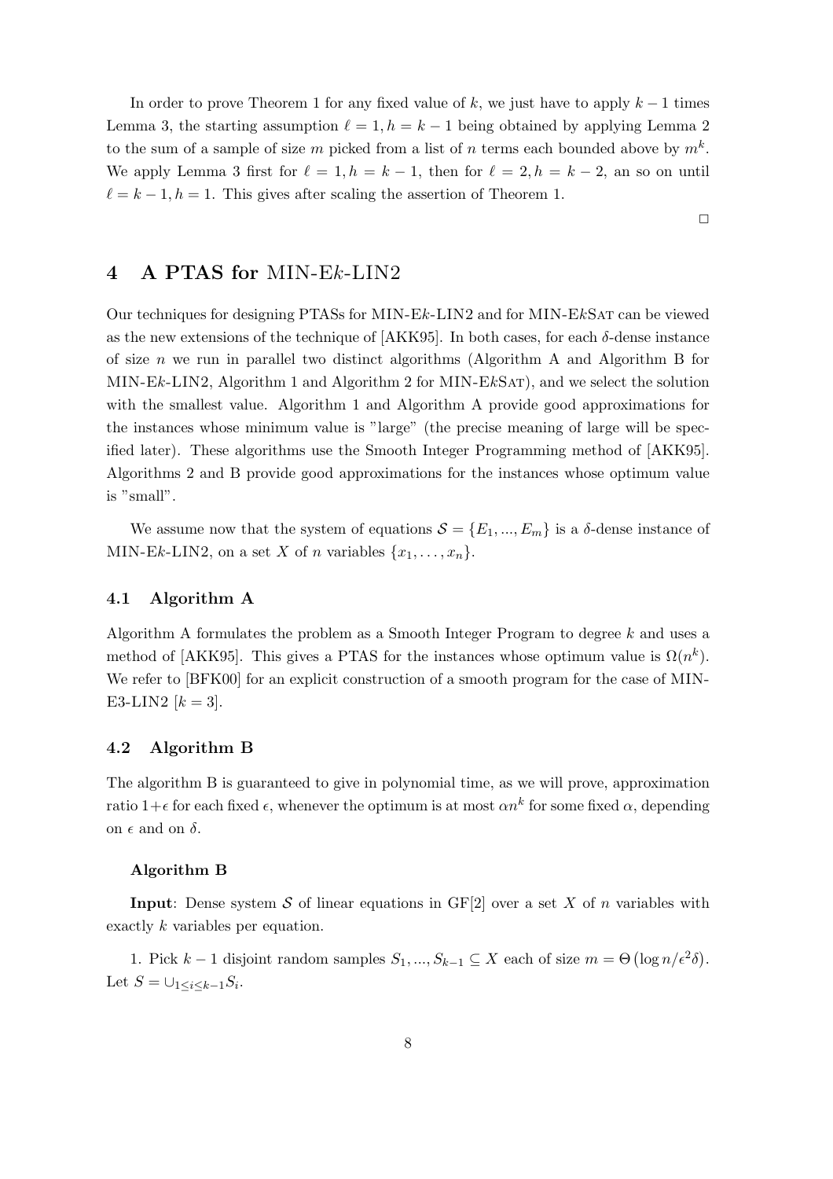In order to prove Theorem 1 for any fixed value of $k$, we just have to apply $k-1$ times Lemma 3, the starting assumption $\ell = 1, h = k-1$ being obtained by applying Lemma 2 to the sum of a sample of size $m$ picked from a list of $n$ terms each bounded above by $m^k$. We apply Lemma 3 first for $\ell = 1, h = k-1$, then for $\ell = 2, h = k-2$, an so on until $\ell = k-1, h = 1$. This gives after scaling the assertion of Theorem 1.

□

## 4 A PTAS for MIN-E$k$-LIN2

Our techniques for designing PTASs for MIN-E$k$-LIN2 and for MIN-E$k$SAT can be viewed as the new extensions of the technique of [AKK95]. In both cases, for each $\delta$-dense instance of size $n$ we run in parallel two distinct algorithms (Algorithm A and Algorithm B for MIN-E$k$-LIN2, Algorithm 1 and Algorithm 2 for MIN-E$k$SAT), and we select the solution with the smallest value. Algorithm 1 and Algorithm A provide good approximations for the instances whose minimum value is "large" (the precise meaning of large will be specified later). These algorithms use the Smooth Integer Programming method of [AKK95]. Algorithms 2 and B provide good approximations for the instances whose optimum value is "small".

We assume now that the system of equations $\mathcal{S} = \{E_1, ..., E_m\}$ is a $\delta$-dense instance of MIN-E$k$-LIN2, on a set $X$ of $n$ variables $\{x_1, \ldots, x_n\}$.

### 4.1 Algorithm A

Algorithm A formulates the problem as a Smooth Integer Program to degree $k$ and uses a method of [AKK95]. This gives a PTAS for the instances whose optimum value is $\Omega(n^k)$. We refer to [BFK00] for an explicit construction of a smooth program for the case of MIN-E3-LIN2 [$k = 3$].

### 4.2 Algorithm B

The algorithm B is guaranteed to give in polynomial time, as we will prove, approximation ratio $1+\epsilon$ for each fixed $\epsilon$, whenever the optimum is at most $\alpha n^k$ for some fixed $\alpha$, depending on $\epsilon$ and on $\delta$.

**Algorithm B**

**Input**: Dense system $\mathcal{S}$ of linear equations in GF[2] over a set $X$ of $n$ variables with exactly $k$ variables per equation.

1. Pick $k-1$ disjoint random samples $S_1, ..., S_{k-1} \subseteq X$ each of size $m = \Theta\left(\log n/\epsilon^2\delta\right)$. Let $S = \cup_{1 \le i \le k-1} S_i$.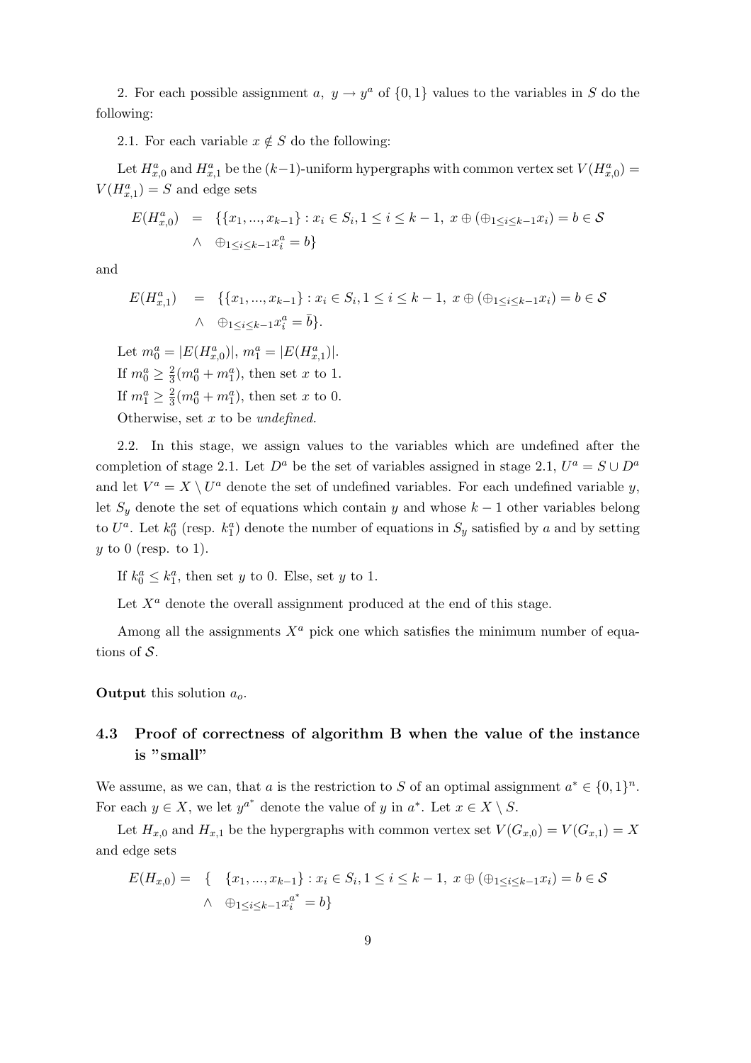2. For each possible assignment $a$, $y \to y^a$ of $\{0,1\}$ values to the variables in $S$ do the following:

2.1. For each variable $x \notin S$ do the following:

Let $H^a_{x,0}$ and $H^a_{x,1}$ be the $(k-1)$-uniform hypergraphs with common vertex set $V(H^a_{x,0}) = V(H^a_{x,1}) = S$ and edge sets

$$
\begin{aligned}
E(H^a_{x,0}) &= \{\{x_1, ..., x_{k-1}\} : x_i \in S_i, 1 \leq i \leq k-1,\ x \oplus (\oplus_{1 \leq i \leq k-1} x_i) = b \in \mathcal{S} \\
&\quad \wedge \ \oplus_{1 \leq i \leq k-1} x^a_i = b\}
\end{aligned}
$$

and

$$
\begin{aligned}
E(H^a_{x,1}) &= \{\{x_1, ..., x_{k-1}\} : x_i \in S_i, 1 \leq i \leq k-1,\ x \oplus (\oplus_{1 \leq i \leq k-1} x_i) = b \in \mathcal{S} \\
&\quad \wedge \ \oplus_{1 \leq i \leq k-1} x^a_i = \bar{b}\}.
\end{aligned}
$$

Let $m^a_0 = |E(H^a_{x,0})|$, $m^a_1 = |E(H^a_{x,1})|$.

If $m^a_0 \geq \frac{2}{3}(m^a_0 + m^a_1)$, then set $x$ to 1.

If $m^a_1 \geq \frac{2}{3}(m^a_0 + m^a_1)$, then set $x$ to 0.

Otherwise, set $x$ to be *undefined*.

2.2. In this stage, we assign values to the variables which are undefined after the completion of stage 2.1. Let $D^a$ be the set of variables assigned in stage 2.1, $U^a = S \cup D^a$ and let $V^a = X \setminus U^a$ denote the set of undefined variables. For each undefined variable $y$, let $S_y$ denote the set of equations which contain $y$ and whose $k-1$ other variables belong to $U^a$. Let $k^a_0$ (resp. $k^a_1$) denote the number of equations in $S_y$ satisfied by $a$ and by setting $y$ to 0 (resp. to 1).

If $k^a_0 \leq k^a_1$, then set $y$ to 0. Else, set $y$ to 1.

Let $X^a$ denote the overall assignment produced at the end of this stage.

Among all the assignments $X^a$ pick one which satisfies the minimum number of equations of $\mathcal{S}$.

**Output** this solution $a_o$.

### 4.3 Proof of correctness of algorithm B when the value of the instance is "small"

We assume, as we can, that $a$ is the restriction to $S$ of an optimal assignment $a^* \in \{0,1\}^n$. For each $y \in X$, we let $y^{a^*}$ denote the value of $y$ in $a^*$. Let $x \in X \setminus S$.

Let $H_{x,0}$ and $H_{x,1}$ be the hypergraphs with common vertex set $V(G_{x,0}) = V(G_{x,1}) = X$ and edge sets

$$
\begin{aligned}
E(H_{x,0}) = \{ &\quad \{x_1, ..., x_{k-1}\} : x_i \in S_i, 1 \leq i \leq k-1,\ x \oplus (\oplus_{1 \leq i \leq k-1} x_i) = b \in \mathcal{S} \\
&\wedge \ \oplus_{1 \leq i \leq k-1} x^{a^*}_i = b\}
\end{aligned}
$$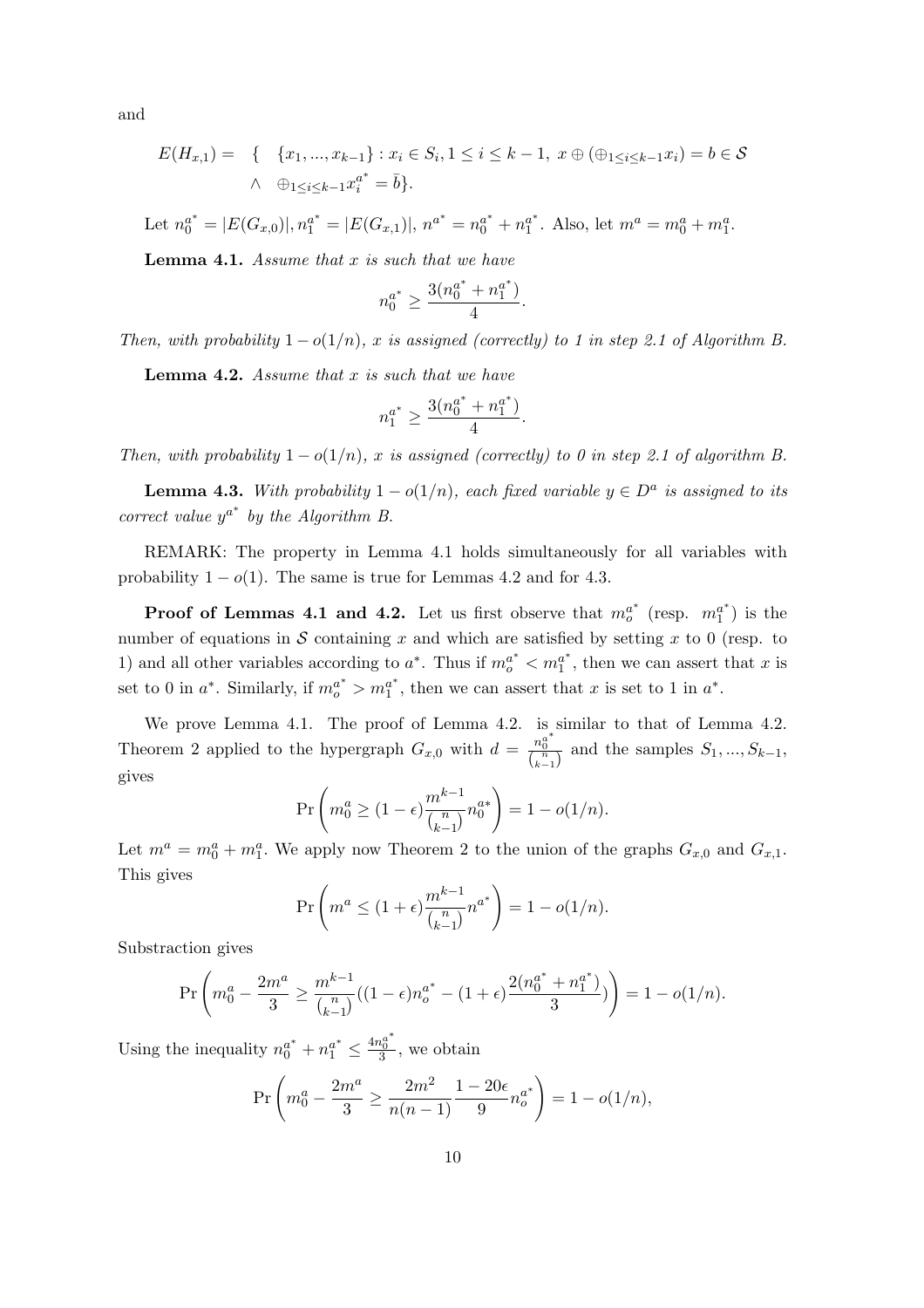and

$$E(H_{x,1}) = \{ \{x_1, ..., x_{k-1}\} : x_i \in S_i, 1 \le i \le k-1,\ x \oplus (\oplus_{1 \le i \le k-1} x_i) = b \in \mathcal{S}$$
$$\wedge \quad \oplus_{1 \le i \le k-1} x_i^{a^*} = \bar{b} \}.$$

Let $n_0^{a^*} = |E(G_{x,0})|$, $n_1^{a^*} = |E(G_{x,1})|$, $n^{a^*} = n_0^{a^*} + n_1^{a^*}$. Also, let $m^a = m_0^a + m_1^a$.

**Lemma 4.1.** *Assume that $x$ is such that we have*

$$n_0^{a^*} \ge \frac{3(n_0^{a^*} + n_1^{a^*})}{4}.$$

*Then, with probability $1 - o(1/n)$, $x$ is assigned (correctly) to 1 in step 2.1 of Algorithm B.*

**Lemma 4.2.** *Assume that $x$ is such that we have*

$$n_1^{a^*} \ge \frac{3(n_0^{a^*} + n_1^{a^*})}{4}.$$

*Then, with probability $1 - o(1/n)$, $x$ is assigned (correctly) to 0 in step 2.1 of algorithm B.*

**Lemma 4.3.** *With probability $1 - o(1/n)$, each fixed variable $y \in D^a$ is assigned to its correct value $y^{a^*}$ by the Algorithm B.*

REMARK: The property in Lemma 4.1 holds simultaneously for all variables with probability $1 - o(1)$. The same is true for Lemmas 4.2 and for 4.3.

**Proof of Lemmas 4.1 and 4.2.** Let us first observe that $m_o^{a^*}$ (resp. $m_1^{a^*}$) is the number of equations in $\mathcal{S}$ containing $x$ and which are satisfied by setting $x$ to 0 (resp. to 1) and all other variables according to $a^*$. Thus if $m_o^{a^*} < m_1^{a^*}$, then we can assert that $x$ is set to 0 in $a^*$. Similarly, if $m_o^{a^*} > m_1^{a^*}$, then we can assert that $x$ is set to 1 in $a^*$.

We prove Lemma 4.1. The proof of Lemma 4.2. is similar to that of Lemma 4.2. Theorem 2 applied to the hypergraph $G_{x,0}$ with $d = \frac{n_0^{a^*}}{\binom{n}{k-1}}$ and the samples $S_1, ..., S_{k-1}$, gives

$$\Pr\left(m_0^a \ge (1-\epsilon)\frac{m^{k-1}}{\binom{n}{k-1}} n_0^{a*}\right) = 1 - o(1/n).$$

Let $m^a = m_0^a + m_1^a$. We apply now Theorem 2 to the union of the graphs $G_{x,0}$ and $G_{x,1}$. This gives

$$\Pr\left(m^a \le (1+\epsilon)\frac{m^{k-1}}{\binom{n}{k-1}} n^{a^*}\right) = 1 - o(1/n).$$

Substraction gives

$$\Pr\left(m_0^a - \frac{2m^a}{3} \ge \frac{m^{k-1}}{\binom{n}{k-1}}((1-\epsilon)n_o^{a^*} - (1+\epsilon)\frac{2(n_0^{a^*} + n_1^{a^*})}{3})\right) = 1 - o(1/n).$$

Using the inequality $n_0^{a^*} + n_1^{a^*} \le \frac{4n_0^{a^*}}{3}$, we obtain

$$\Pr\left(m_0^a - \frac{2m^a}{3} \ge \frac{2m^2}{n(n-1)}\frac{1-20\epsilon}{9} n_o^{a^*}\right) = 1 - o(1/n),$$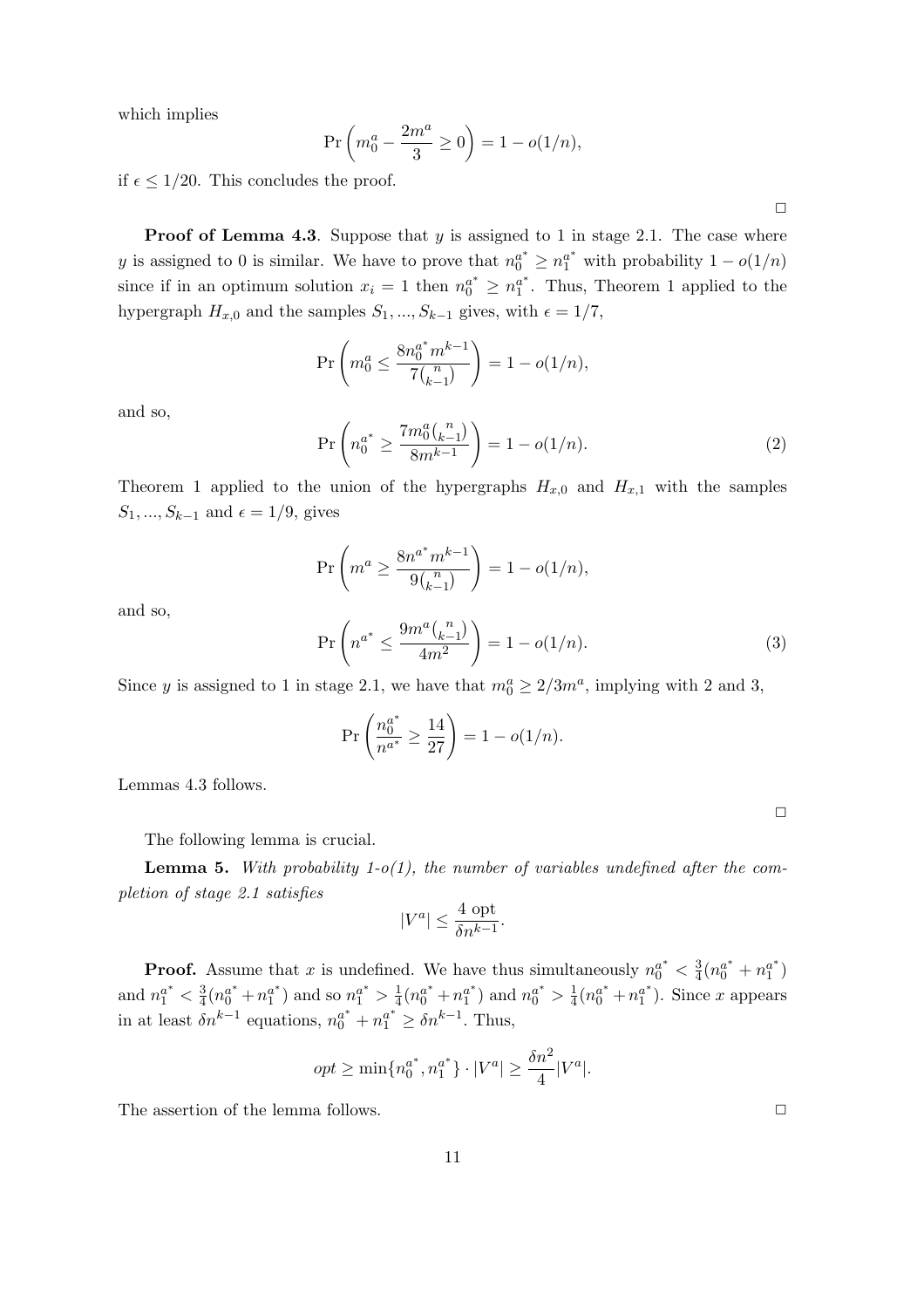which implies

$$\Pr\left(m_0^a - \frac{2m^a}{3} \geq 0\right) = 1 - o(1/n),$$

if $\epsilon \leq 1/20$. This concludes the proof.

$\square$

**Proof of Lemma 4.3**. Suppose that $y$ is assigned to 1 in stage 2.1. The case where $y$ is assigned to 0 is similar. We have to prove that $n_0^{a^*} \geq n_1^{a^*}$ with probability $1 - o(1/n)$ since if in an optimum solution $x_i = 1$ then $n_0^{a^*} \geq n_1^{a^*}$. Thus, Theorem 1 applied to the hypergraph $H_{x,0}$ and the samples $S_1, ..., S_{k-1}$ gives, with $\epsilon = 1/7$,

$$\Pr\left(m_0^a \leq \frac{8n_0^{a^*} m^{k-1}}{7\binom{n}{k-1}}\right) = 1 - o(1/n),$$

and so,

$$\Pr\left(n_0^{a^*} \geq \frac{7m_0^a \binom{n}{k-1}}{8m^{k-1}}\right) = 1 - o(1/n). \tag{2}$$

Theorem 1 applied to the union of the hypergraphs $H_{x,0}$ and $H_{x,1}$ with the samples $S_1, ..., S_{k-1}$ and $\epsilon = 1/9$, gives

$$\Pr\left(m^a \geq \frac{8n^{a^*} m^{k-1}}{9\binom{n}{k-1}}\right) = 1 - o(1/n),$$

and so,

$$\Pr\left(n^{a^*} \leq \frac{9m^a \binom{n}{k-1}}{4m^2}\right) = 1 - o(1/n). \tag{3}$$

Since $y$ is assigned to 1 in stage 2.1, we have that $m_0^a \geq 2/3m^a$, implying with 2 and 3,

$$\Pr\left(\frac{n_0^{a^*}}{n^{a^*}} \geq \frac{14}{27}\right) = 1 - o(1/n).$$

Lemmas 4.3 follows.

$\square$

The following lemma is crucial.

**Lemma 5.** *With probability 1-o(1), the number of variables undefined after the completion of stage 2.1 satisfies*

$$|V^a| \leq \frac{4 \text{ opt}}{\delta n^{k-1}}.$$

**Proof.** Assume that $x$ is undefined. We have thus simultaneously $n_0^{a^*} < \frac{3}{4}(n_0^{a^*} + n_1^{a^*})$ and $n_1^{a^*} < \frac{3}{4}(n_0^{a^*} + n_1^{a^*})$ and so $n_1^{a^*} > \frac{1}{4}(n_0^{a^*} + n_1^{a^*})$ and $n_0^{a^*} > \frac{1}{4}(n_0^{a^*} + n_1^{a^*})$. Since $x$ appears in at least $\delta n^{k-1}$ equations, $n_0^{a^*} + n_1^{a^*} \geq \delta n^{k-1}$. Thus,

$$opt \geq \min\{n_0^{a^*}, n_1^{a^*}\} \cdot |V^a| \geq \frac{\delta n^2}{4}|V^a|.$$

The assertion of the lemma follows. $\square$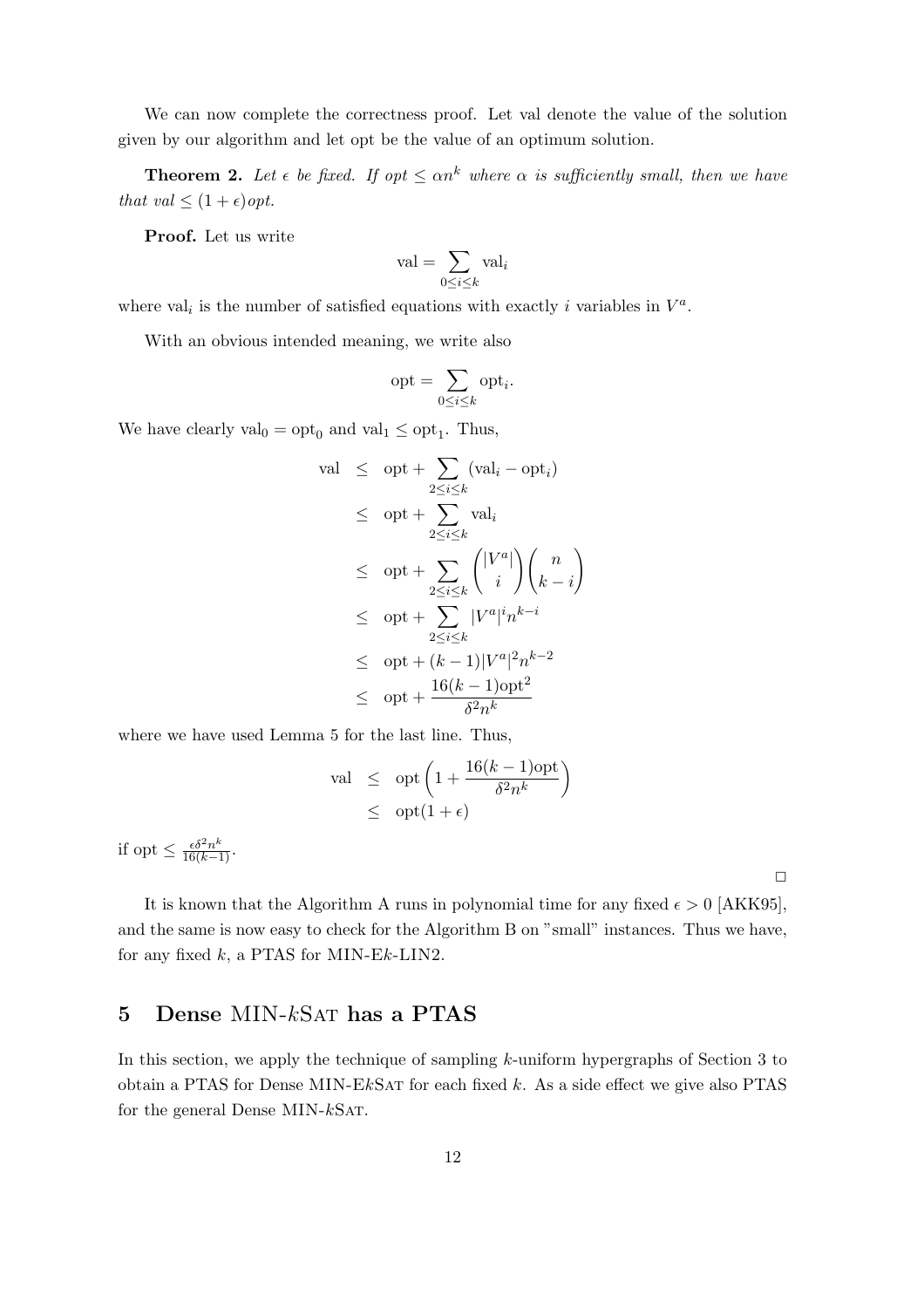We can now complete the correctness proof. Let val denote the value of the solution given by our algorithm and let opt be the value of an optimum solution.

**Theorem 2.** *Let $\epsilon$ be fixed. If $opt \leq \alpha n^k$ where $\alpha$ is sufficiently small, then we have that $val \leq (1+\epsilon) opt$.*

**Proof.** Let us write

$$\text{val} = \sum_{0 \leq i \leq k} \text{val}_i$$

where $\text{val}_i$ is the number of satisfied equations with exactly $i$ variables in $V^a$.

With an obvious intended meaning, we write also

$$\text{opt} = \sum_{0 \leq i \leq k} \text{opt}_i.$$

We have clearly $\text{val}_0 = \text{opt}_0$ and $\text{val}_1 \leq \text{opt}_1$. Thus,

$$\begin{aligned}
\text{val} &\leq \text{opt} + \sum_{2 \leq i \leq k} (\text{val}_i - \text{opt}_i) \\
&\leq \text{opt} + \sum_{2 \leq i \leq k} \text{val}_i \\
&\leq \text{opt} + \sum_{2 \leq i \leq k} \binom{|V^a|}{i} \binom{n}{k-i} \\
&\leq \text{opt} + \sum_{2 \leq i \leq k} |V^a|^i n^{k-i} \\
&\leq \text{opt} + (k-1)|V^a|^2 n^{k-2} \\
&\leq \text{opt} + \frac{16(k-1)\text{opt}^2}{\delta^2 n^k}
\end{aligned}$$

where we have used Lemma 5 for the last line. Thus,

$$\begin{aligned}
\text{val} &\leq \text{opt}\left(1 + \frac{16(k-1)\text{opt}}{\delta^2 n^k}\right) \\
&\leq \text{opt}(1+\epsilon)
\end{aligned}$$

if $\text{opt} \leq \frac{\epsilon \delta^2 n^k}{16(k-1)}$.

□

It is known that the Algorithm A runs in polynomial time for any fixed $\epsilon > 0$ [AKK95], and the same is now easy to check for the Algorithm B on "small" instances. Thus we have, for any fixed $k$, a PTAS for MIN-E$k$-LIN2.

## 5 Dense MIN-$k$SAT has a PTAS

In this section, we apply the technique of sampling $k$-uniform hypergraphs of Section 3 to obtain a PTAS for Dense MIN-E$k$SAT for each fixed $k$. As a side effect we give also PTAS for the general Dense MIN-$k$SAT.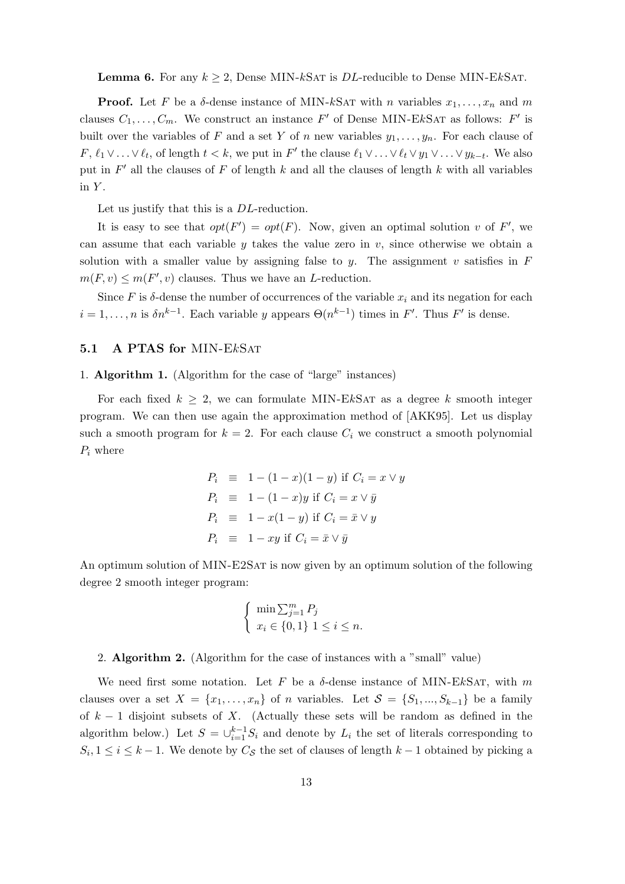**Lemma 6.** For any $k \geq 2$, Dense MIN-$k$SAT is $DL$-reducible to Dense MIN-E$k$SAT.

**Proof.** Let $F$ be a $\delta$-dense instance of MIN-$k$SAT with $n$ variables $x_1, \ldots, x_n$ and $m$ clauses $C_1, \ldots, C_m$. We construct an instance $F'$ of Dense MIN-E$k$SAT as follows: $F'$ is built over the variables of $F$ and a set $Y$ of $n$ new variables $y_1, \ldots, y_n$. For each clause of $F$, $\ell_1 \vee \ldots \vee \ell_t$, of length $t < k$, we put in $F'$ the clause $\ell_1 \vee \ldots \vee \ell_t \vee y_1 \vee \ldots \vee y_{k-t}$. We also put in $F'$ all the clauses of $F$ of length $k$ and all the clauses of length $k$ with all variables in $Y$.

Let us justify that this is a $DL$-reduction.

It is easy to see that $opt(F') = opt(F)$. Now, given an optimal solution $v$ of $F'$, we can assume that each variable $y$ takes the value zero in $v$, since otherwise we obtain a solution with a smaller value by assigning false to $y$. The assignment $v$ satisfies in $F$ $m(F, v) \leq m(F', v)$ clauses. Thus we have an $L$-reduction.

Since $F$ is $\delta$-dense the number of occurrences of the variable $x_i$ and its negation for each $i = 1, \ldots, n$ is $\delta n^{k-1}$. Each variable $y$ appears $\Theta(n^{k-1})$ times in $F'$. Thus $F'$ is dense.

### 5.1 A PTAS for MIN-E$k$SAT

1. **Algorithm 1.** (Algorithm for the case of "large" instances)

For each fixed $k \geq 2$, we can formulate MIN-E$k$SAT as a degree $k$ smooth integer program. We can then use again the approximation method of [AKK95]. Let us display such a smooth program for $k = 2$. For each clause $C_i$ we construct a smooth polynomial $P_i$ where

$$
\begin{aligned}
P_i &\equiv 1 - (1-x)(1-y) \text{ if } C_i = x \vee y \\
P_i &\equiv 1 - (1-x)y \text{ if } C_i = x \vee \bar{y} \\
P_i &\equiv 1 - x(1-y) \text{ if } C_i = \bar{x} \vee y \\
P_i &\equiv 1 - xy \text{ if } C_i = \bar{x} \vee \bar{y}
\end{aligned}
$$

An optimum solution of MIN-E2SAT is now given by an optimum solution of the following degree 2 smooth integer program:

$$
\left\{
\begin{array}{l}
\min \sum_{j=1}^{m} P_j \\
x_i \in \{0,1\} \; 1 \leq i \leq n.
\end{array}
\right.
$$

2. **Algorithm 2.** (Algorithm for the case of instances with a "small" value)

We need first some notation. Let $F$ be a $\delta$-dense instance of MIN-E$k$SAT, with $m$ clauses over a set $X = \{x_1, \ldots, x_n\}$ of $n$ variables. Let $\mathcal{S} = \{S_1, \ldots, S_{k-1}\}$ be a family of $k-1$ disjoint subsets of $X$. (Actually these sets will be random as defined in the algorithm below.) Let $S = \cup_{i=1}^{k-1} S_i$ and denote by $L_i$ the set of literals corresponding to $S_i, 1 \leq i \leq k-1$. We denote by $C_{\mathcal{S}}$ the set of clauses of length $k-1$ obtained by picking a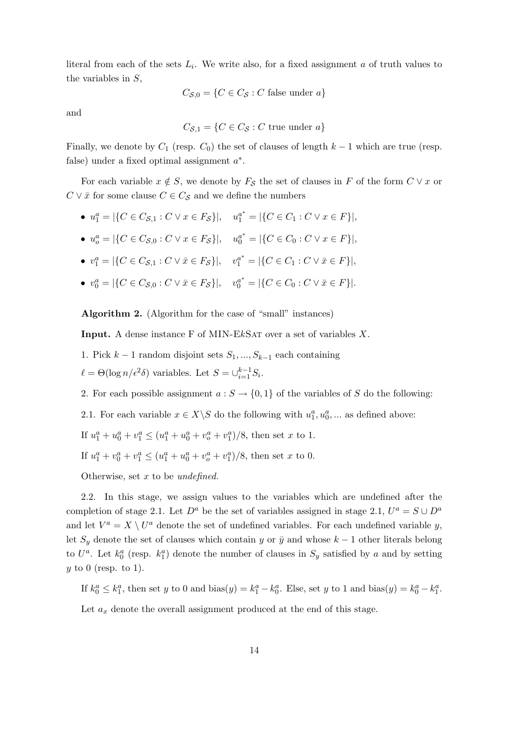literal from each of the sets $L_i$. We write also, for a fixed assignment $a$ of truth values to the variables in $S$,

$$C_{\mathcal{S},0} = \{C \in C_{\mathcal{S}} : C \text{ false under } a\}$$

and

$$C_{\mathcal{S},1} = \{C \in C_{\mathcal{S}} : C \text{ true under } a\}$$

Finally, we denote by $C_1$ (resp. $C_0$) the set of clauses of length $k-1$ which are true (resp. false) under a fixed optimal assignment $a^*$.

For each variable $x \notin S$, we denote by $F_{\mathcal{S}}$ the set of clauses in $F$ of the form $C \vee x$ or $C \vee \bar{x}$ for some clause $C \in C_{\mathcal{S}}$ and we define the numbers

- $u_1^a = |\{C \in C_{\mathcal{S},1} : C \vee x \in F_{\mathcal{S}}\}|, \quad u_1^{a^*} = |\{C \in C_1 : C \vee x \in F\}|,$
- $u_o^a = |\{C \in C_{\mathcal{S},0} : C \vee x \in F_{\mathcal{S}}\}|, \quad u_0^{a^*} = |\{C \in C_0 : C \vee x \in F\}|,$
- $v_1^a = |\{C \in C_{\mathcal{S},1} : C \vee \bar{x} \in F_{\mathcal{S}}\}|, \quad v_1^{a^*} = |\{C \in C_1 : C \vee \bar{x} \in F\}|,$
- $v_0^a = |\{C \in C_{\mathcal{S},0} : C \vee \bar{x} \in F_{\mathcal{S}}\}|, \quad v_0^{a^*} = |\{C \in C_0 : C \vee \bar{x} \in F\}|.$

**Algorithm 2.** (Algorithm for the case of "small" instances)

**Input.** A dense instance F of MIN-E$k$SAT over a set of variables $X$.

1. Pick $k-1$ random disjoint sets $S_1, ..., S_{k-1}$ each containing $\ell = \Theta(\log n/\epsilon^2\delta)$ variables. Let $S = \cup_{i=1}^{k-1} S_i$.

2. For each possible assignment $a : S \to \{0,1\}$ of the variables of $S$ do the following:

2.1. For each variable $x \in X \backslash S$ do the following with $u_1^a, u_0^a, ...$ as defined above:

If $u_1^a + u_0^a + v_1^a \leq (u_1^a + u_0^a + v_o^a + v_1^a)/8$, then set $x$ to 1.

If $u_1^a + v_0^a + v_1^a \leq (u_1^a + u_0^a + v_o^a + v_1^a)/8$, then set $x$ to 0.

Otherwise, set $x$ to be *undefined.*

2.2. In this stage, we assign values to the variables which are undefined after the completion of stage 2.1. Let $D^a$ be the set of variables assigned in stage 2.1, $U^a = S \cup D^a$ and let $V^a = X \setminus U^a$ denote the set of undefined variables. For each undefined variable $y$, let $S_y$ denote the set of clauses which contain $y$ or $\bar{y}$ and whose $k-1$ other literals belong to $U^a$. Let $k_0^a$ (resp. $k_1^a$) denote the number of clauses in $S_y$ satisfied by $a$ and by setting $y$ to 0 (resp. to 1).

If $k_0^a \leq k_1^a$, then set $y$ to 0 and $\text{bias}(y) = k_1^a - k_0^a$. Else, set $y$ to 1 and $\text{bias}(y) = k_0^a - k_1^a$.

Let $a_x$ denote the overall assignment produced at the end of this stage.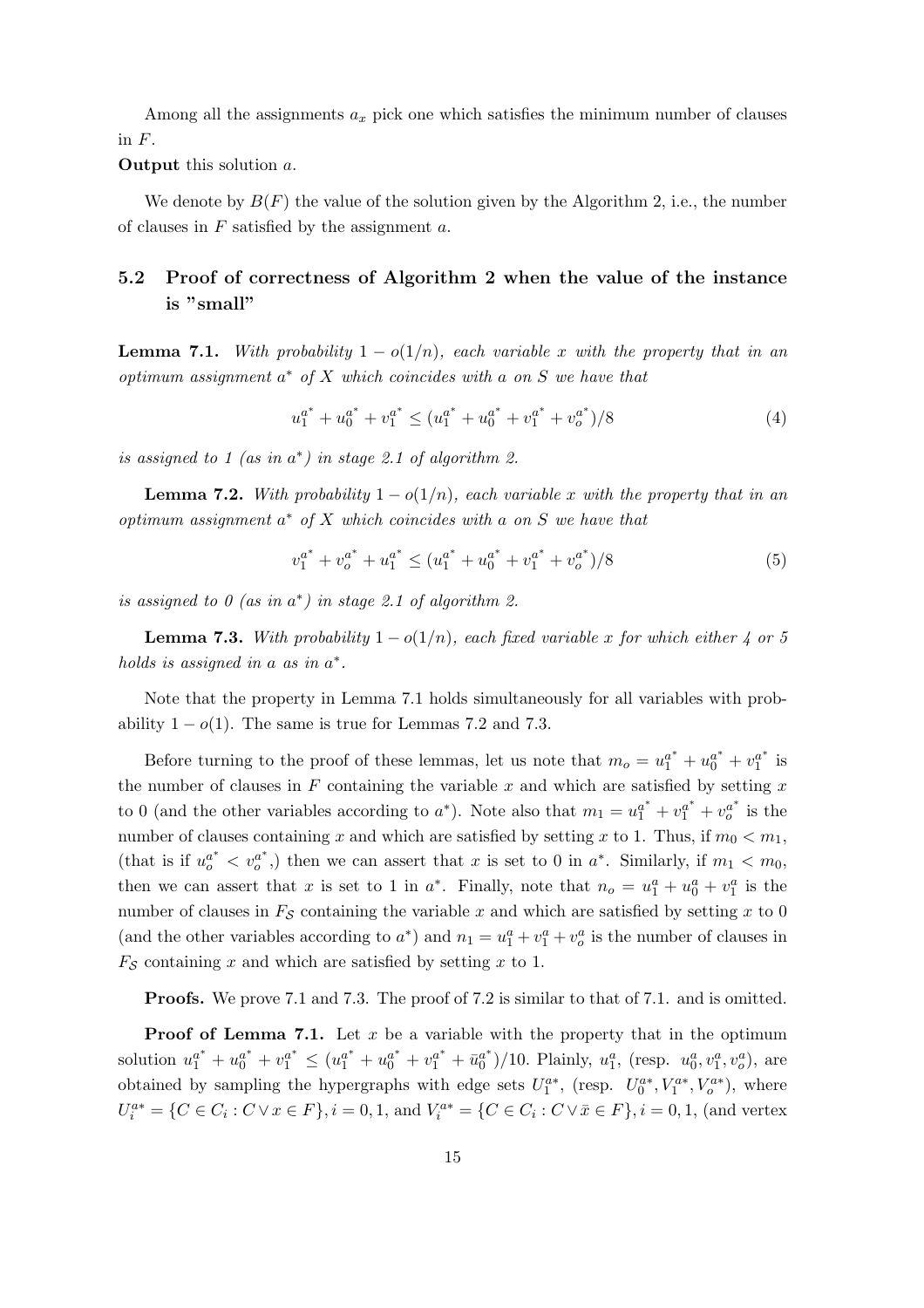Among all the assignments $a_x$ pick one which satisfies the minimum number of clauses in $F$.

**Output** this solution $a$.

We denote by $B(F)$ the value of the solution given by the Algorithm 2, i.e., the number of clauses in $F$ satisfied by the assignment $a$.

## 5.2 Proof of correctness of Algorithm 2 when the value of the instance is "small"

**Lemma 7.1.** *With probability $1 - o(1/n)$, each variable $x$ with the property that in an optimum assignment $a^*$ of $X$ which coincides with $a$ on $S$ we have that*

$$u_1^{a^*} + u_0^{a^*} + v_1^{a^*} \leq (u_1^{a^*} + u_0^{a^*} + v_1^{a^*} + v_o^{a^*})/8 \tag{4}$$

*is assigned to 1 (as in $a^*$) in stage 2.1 of algorithm 2.*

**Lemma 7.2.** *With probability $1 - o(1/n)$, each variable $x$ with the property that in an optimum assignment $a^*$ of $X$ which coincides with $a$ on $S$ we have that*

$$v_1^{a^*} + v_o^{a^*} + u_1^{a^*} \leq (u_1^{a^*} + u_0^{a^*} + v_1^{a^*} + v_o^{a^*})/8 \tag{5}$$

*is assigned to 0 (as in $a^*$) in stage 2.1 of algorithm 2.*

**Lemma 7.3.** *With probability $1 - o(1/n)$, each fixed variable $x$ for which either 4 or 5 holds is assigned in $a$ as in $a^*$.*

Note that the property in Lemma 7.1 holds simultaneously for all variables with probability $1 - o(1)$. The same is true for Lemmas 7.2 and 7.3.

Before turning to the proof of these lemmas, let us note that $m_o = u_1^{a^*} + u_0^{a^*} + v_1^{a^*}$ is the number of clauses in $F$ containing the variable $x$ and which are satisfied by setting $x$ to 0 (and the other variables according to $a^*$). Note also that $m_1 = u_1^{a^*} + v_1^{a^*} + v_o^{a^*}$ is the number of clauses containing $x$ and which are satisfied by setting $x$ to 1. Thus, if $m_0 < m_1$, (that is if $u_o^{a^*} < v_o^{a^*}$,) then we can assert that $x$ is set to 0 in $a^*$. Similarly, if $m_1 < m_0$, then we can assert that $x$ is set to 1 in $a^*$. Finally, note that $n_o = u_1^a + u_0^a + v_1^a$ is the number of clauses in $F_{\mathcal{S}}$ containing the variable $x$ and which are satisfied by setting $x$ to 0 (and the other variables according to $a^*$) and $n_1 = u_1^a + v_1^a + v_o^a$ is the number of clauses in $F_{\mathcal{S}}$ containing $x$ and which are satisfied by setting $x$ to 1.

**Proofs.** We prove 7.1 and 7.3. The proof of 7.2 is similar to that of 7.1. and is omitted.

**Proof of Lemma 7.1.** Let $x$ be a variable with the property that in the optimum solution $u_1^{a^*} + u_0^{a^*} + v_1^{a^*} \leq (u_1^{a^*} + u_0^{a^*} + v_1^{a^*} + \bar{u}_0^{a^*})/10$. Plainly, $u_1^a$, (resp. $u_0^a, v_1^a, v_o^a$), are obtained by sampling the hypergraphs with edge sets $U_1^{a*}$, (resp. $U_0^{a*}, V_1^{a*}, V_o^{a*}$), where $U_i^{a*} = \{C \in C_i : C \vee x \in F\}, i = 0, 1$, and $V_i^{a*} = \{C \in C_i : C \vee \bar{x} \in F\}, i = 0, 1$, (and vertex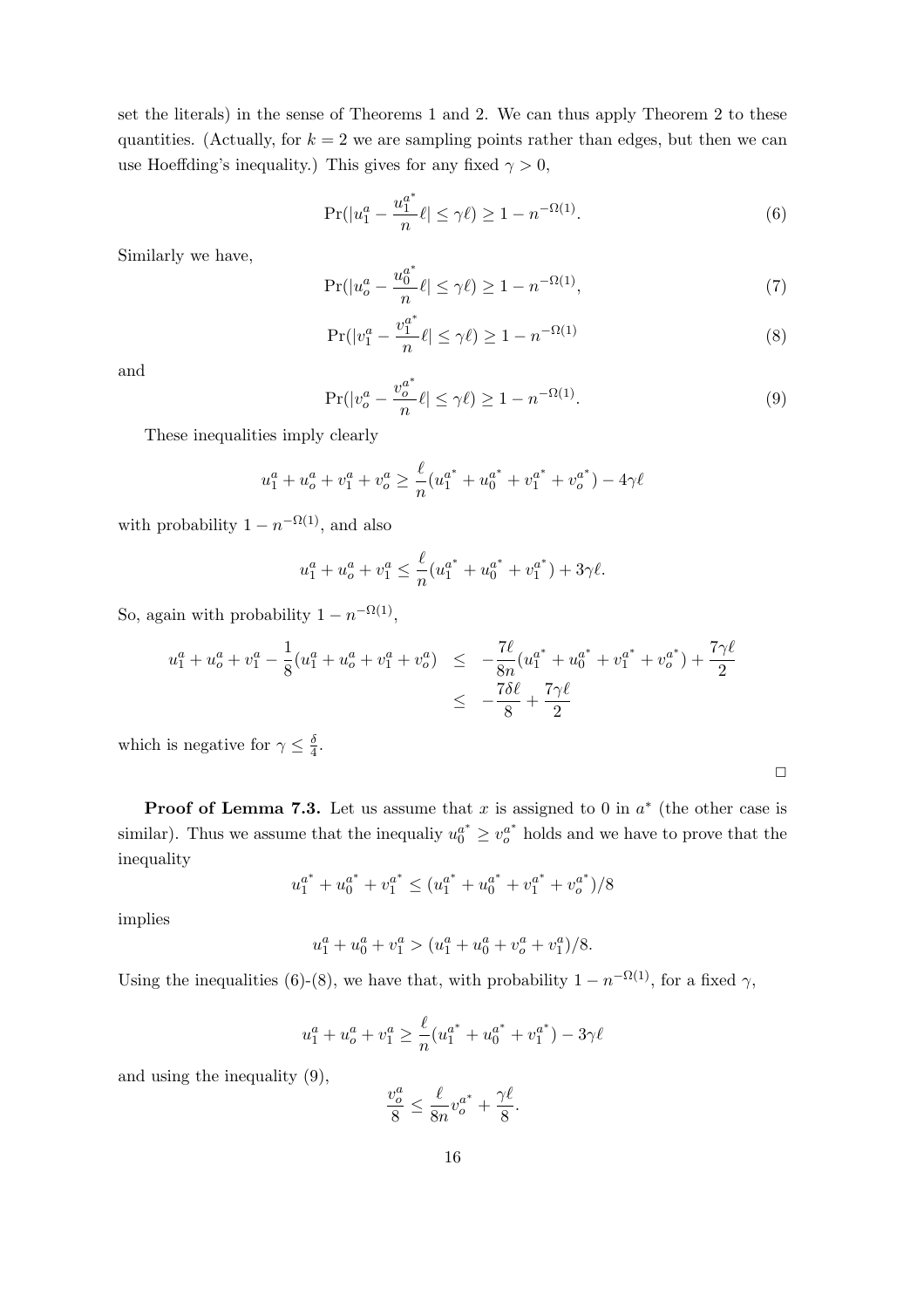set the literals) in the sense of Theorems 1 and 2. We can thus apply Theorem 2 to these quantities. (Actually, for $k = 2$ we are sampling points rather than edges, but then we can use Hoeffding's inequality.) This gives for any fixed $\gamma > 0$,

$$\Pr(|u_1^a - \frac{u_1^{a^*}}{n}\ell| \leq \gamma\ell) \geq 1 - n^{-\Omega(1)}. \tag{6}$$

Similarly we have,

$$\Pr(|u_o^a - \frac{u_0^{a^*}}{n}\ell| \leq \gamma\ell) \geq 1 - n^{-\Omega(1)}, \tag{7}$$

$$\Pr(|v_1^a - \frac{v_1^{a^*}}{n}\ell| \leq \gamma\ell) \geq 1 - n^{-\Omega(1)} \tag{8}$$

and

$$\Pr(|v_o^a - \frac{v_o^{a^*}}{n}\ell| \leq \gamma\ell) \geq 1 - n^{-\Omega(1)}. \tag{9}$$

These inequalities imply clearly

$$u_1^a + u_o^a + v_1^a + v_o^a \geq \frac{\ell}{n}(u_1^{a^*} + u_0^{a^*} + v_1^{a^*} + v_o^{a^*}) - 4\gamma\ell$$

with probability $1 - n^{-\Omega(1)}$, and also

$$u_1^a + u_o^a + v_1^a \leq \frac{\ell}{n}(u_1^{a^*} + u_0^{a^*} + v_1^{a^*}) + 3\gamma\ell.$$

So, again with probability $1 - n^{-\Omega(1)}$,

$$\begin{aligned} u_1^a + u_o^a + v_1^a - \frac{1}{8}(u_1^a + u_o^a + v_1^a + v_o^a) &\leq -\frac{7\ell}{8n}(u_1^{a^*} + u_0^{a^*} + v_1^{a^*} + v_o^{a^*}) + \frac{7\gamma\ell}{2} \\ &\leq -\frac{7\delta\ell}{8} + \frac{7\gamma\ell}{2} \end{aligned}$$

which is negative for $\gamma \leq \frac{\delta}{4}$.

□

**Proof of Lemma 7.3.** Let us assume that $x$ is assigned to 0 in $a^*$ (the other case is similar). Thus we assume that the inequaliy $u_0^{a^*} \geq v_o^{a^*}$ holds and we have to prove that the inequality

$$u_1^{a^*} + u_0^{a^*} + v_1^{a^*} \leq (u_1^{a^*} + u_0^{a^*} + v_1^{a^*} + v_o^{a^*})/8$$

implies

$$u_1^a + u_0^a + v_1^a > (u_1^a + u_0^a + v_o^a + v_1^a)/8.$$

Using the inequalities (6)-(8), we have that, with probability $1 - n^{-\Omega(1)}$, for a fixed $\gamma$,

$$u_1^a + u_o^a + v_1^a \geq \frac{\ell}{n}(u_1^{a^*} + u_0^{a^*} + v_1^{a^*}) - 3\gamma\ell$$

and using the inequality (9),

$$\frac{v_o^a}{8} \leq \frac{\ell}{8n}v_o^{a^*} + \frac{\gamma\ell}{8}.$$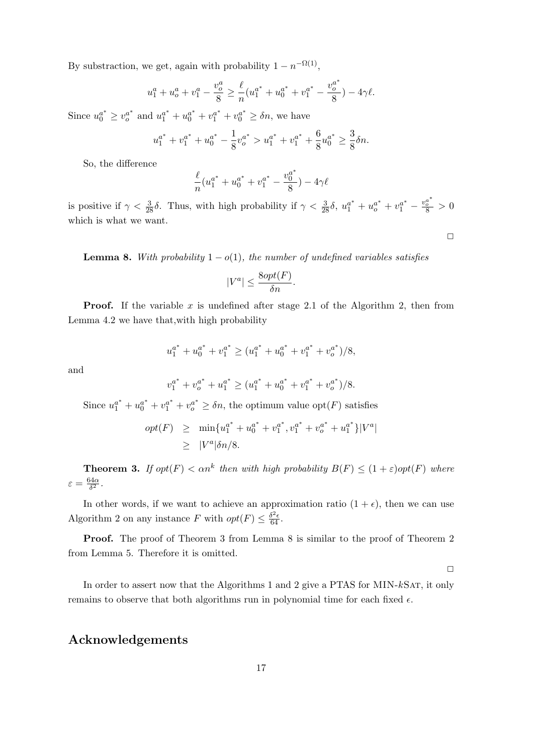By substraction, we get, again with probability $1 - n^{-\Omega(1)}$,

$$u_1^a + u_o^a + v_1^a - \frac{v_o^a}{8} \geq \frac{\ell}{n}(u_1^{a^*} + u_0^{a^*} + v_1^{a^*} - \frac{v_o^{a^*}}{8}) - 4\gamma\ell.$$

Since $u_0^{a^*} \geq v_o^{a^*}$ and $u_1^{a^*} + u_0^{a^*} + v_1^{a^*} + v_0^{a^*} \geq \delta n$, we have

$$u_1^{a^*} + v_1^{a^*} + u_0^{a^*} - \frac{1}{8}v_o^{a^*} > u_1^{a^*} + v_1^{a^*} + \frac{6}{8}u_0^{a^*} \geq \frac{3}{8}\delta n.$$

So, the difference

$$\frac{\ell}{n}(u_1^{a^*} + u_0^{a^*} + v_1^{a^*} - \frac{v_0^{a^*}}{8}) - 4\gamma\ell$$

is positive if $\gamma < \frac{3}{28}\delta$. Thus, with high probability if $\gamma < \frac{3}{28}\delta$, $u_1^{a^*} + u_o^{a^*} + v_1^{a^*} - \frac{v_o^{a^*}}{8} > 0$ which is what we want.

□

**Lemma 8.** *With probability $1 - o(1)$, the number of undefined variables satisfies*

$$|V^a| \leq \frac{8opt(F)}{\delta n}.$$

**Proof.** If the variable $x$ is undefined after stage 2.1 of the Algorithm 2, then from Lemma 4.2 we have that,with high probability

$$u_1^{a^*} + u_0^{a^*} + v_1^{a^*} \geq (u_1^{a^*} + u_0^{a^*} + v_1^{a^*} + v_o^{a^*})/8,$$

and

$$v_1^{a^*} + v_o^{a^*} + u_1^{a^*} \geq (u_1^{a^*} + u_0^{a^*} + v_1^{a^*} + v_o^{a^*})/8.$$

Since $u_1^{a^*} + u_0^{a^*} + v_1^{a^*} + v_o^{a^*} \geq \delta n$, the optimum value $\text{opt}(F)$ satisfies

$$\begin{aligned} opt(F) &\geq \min\{u_1^{a^*} + u_0^{a^*} + v_1^{a^*}, v_1^{a^*} + v_o^{a^*} + u_1^{a^*}\}|V^a| \\ &\geq |V^a|\delta n/8. \end{aligned}$$

**Theorem 3.** *If $opt(F) < \alpha n^k$ then with high probability $B(F) \leq (1+\varepsilon)opt(F)$ where $\varepsilon = \frac{64\alpha}{\delta^2}$.*

In other words, if we want to achieve an approximation ratio $(1+\epsilon)$, then we can use Algorithm 2 on any instance $F$ with $opt(F) \leq \frac{\delta^2\epsilon}{64}$.

**Proof.** The proof of Theorem 3 from Lemma 8 is similar to the proof of Theorem 2 from Lemma 5. Therefore it is omitted.

□

In order to assert now that the Algorithms 1 and 2 give a PTAS for MIN-$k$SAT, it only remains to observe that both algorithms run in polynomial time for each fixed $\epsilon$.

## Acknowledgements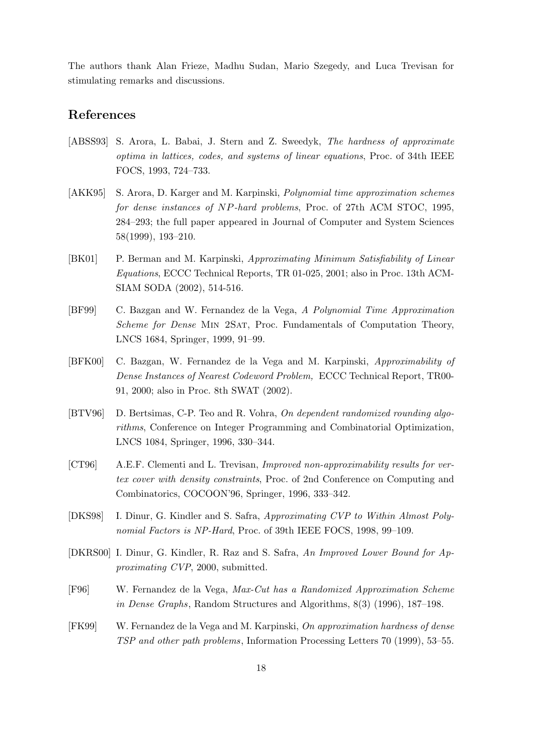The authors thank Alan Frieze, Madhu Sudan, Mario Szegedy, and Luca Trevisan for stimulating remarks and discussions.

## References

[ABSS93] S. Arora, L. Babai, J. Stern and Z. Sweedyk, *The hardness of approximate optima in lattices, codes, and systems of linear equations*, Proc. of 34th IEEE FOCS, 1993, 724–733.

[AKK95] S. Arora, D. Karger and M. Karpinski, *Polynomial time approximation schemes for dense instances of NP-hard problems*, Proc. of 27th ACM STOC, 1995, 284–293; the full paper appeared in Journal of Computer and System Sciences 58(1999), 193–210.

[BK01] P. Berman and M. Karpinski, *Approximating Minimum Satisfiability of Linear Equations*, ECCC Technical Reports, TR 01-025, 2001; also in Proc. 13th ACM-SIAM SODA (2002), 514-516.

[BF99] C. Bazgan and W. Fernandez de la Vega, *A Polynomial Time Approximation Scheme for Dense* MIN 2SAT, Proc. Fundamentals of Computation Theory, LNCS 1684, Springer, 1999, 91–99.

[BFK00] C. Bazgan, W. Fernandez de la Vega and M. Karpinski, *Approximability of Dense Instances of Nearest Codeword Problem,* ECCC Technical Report, TR00-91, 2000; also in Proc. 8th SWAT (2002).

[BTV96] D. Bertsimas, C-P. Teo and R. Vohra, *On dependent randomized rounding algorithms*, Conference on Integer Programming and Combinatorial Optimization, LNCS 1084, Springer, 1996, 330–344.

[CT96] A.E.F. Clementi and L. Trevisan, *Improved non-approximability results for vertex cover with density constraints*, Proc. of 2nd Conference on Computing and Combinatorics, COCOON'96, Springer, 1996, 333–342.

[DKS98] I. Dinur, G. Kindler and S. Safra, *Approximating CVP to Within Almost Polynomial Factors is NP-Hard*, Proc. of 39th IEEE FOCS, 1998, 99–109.

[DKRS00] I. Dinur, G. Kindler, R. Raz and S. Safra, *An Improved Lower Bound for Approximating CVP*, 2000, submitted.

[F96] W. Fernandez de la Vega, *Max-Cut has a Randomized Approximation Scheme in Dense Graphs*, Random Structures and Algorithms, 8(3) (1996), 187–198.

[FK99] W. Fernandez de la Vega and M. Karpinski, *On approximation hardness of dense TSP and other path problems*, Information Processing Letters 70 (1999), 53–55.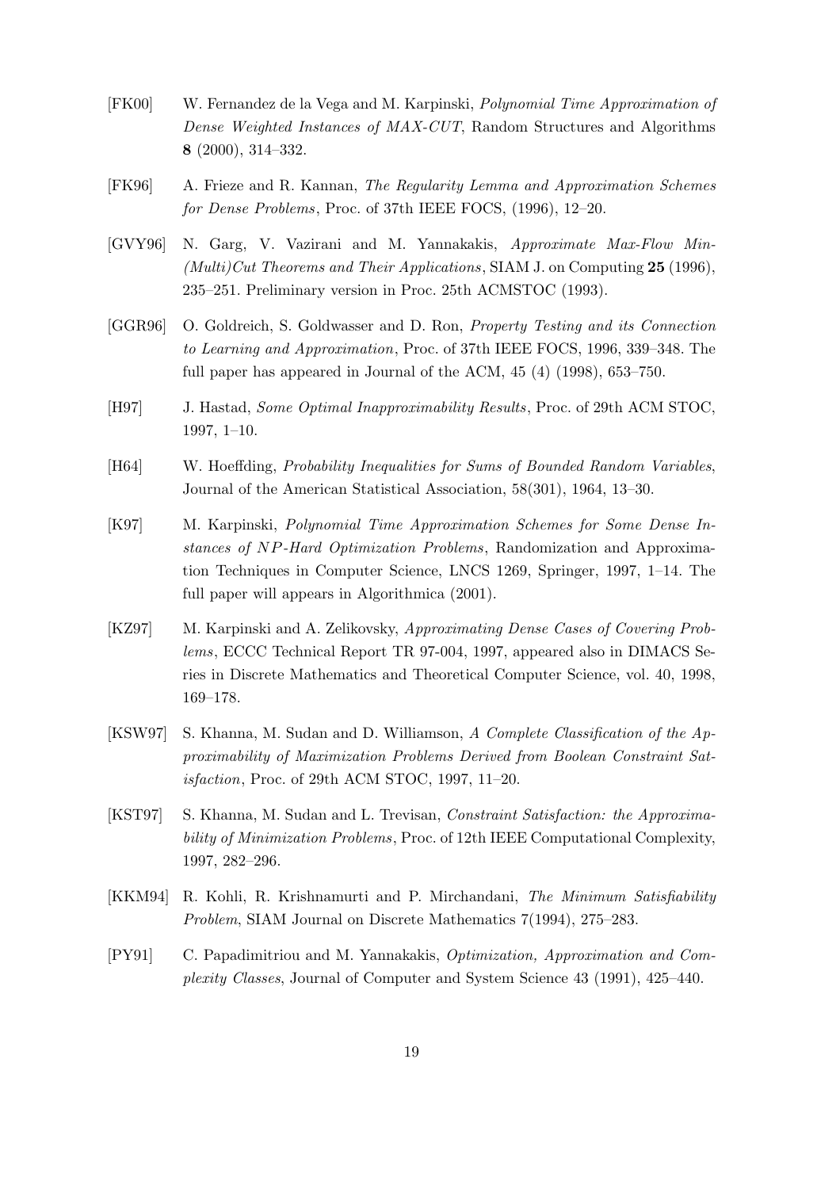[FK00] W. Fernandez de la Vega and M. Karpinski, *Polynomial Time Approximation of Dense Weighted Instances of MAX-CUT*, Random Structures and Algorithms **8** (2000), 314–332.

[FK96] A. Frieze and R. Kannan, *The Regularity Lemma and Approximation Schemes for Dense Problems*, Proc. of 37th IEEE FOCS, (1996), 12–20.

[GVY96] N. Garg, V. Vazirani and M. Yannakakis, *Approximate Max-Flow Min-(Multi)Cut Theorems and Their Applications*, SIAM J. on Computing **25** (1996), 235–251. Preliminary version in Proc. 25th ACMSTOC (1993).

[GGR96] O. Goldreich, S. Goldwasser and D. Ron, *Property Testing and its Connection to Learning and Approximation*, Proc. of 37th IEEE FOCS, 1996, 339–348. The full paper has appeared in Journal of the ACM, 45 (4) (1998), 653–750.

[H97] J. Hastad, *Some Optimal Inapproximability Results*, Proc. of 29th ACM STOC, 1997, 1–10.

[H64] W. Hoeffding, *Probability Inequalities for Sums of Bounded Random Variables*, Journal of the American Statistical Association, 58(301), 1964, 13–30.

[K97] M. Karpinski, *Polynomial Time Approximation Schemes for Some Dense Instances of NP-Hard Optimization Problems*, Randomization and Approximation Techniques in Computer Science, LNCS 1269, Springer, 1997, 1–14. The full paper will appears in Algorithmica (2001).

[KZ97] M. Karpinski and A. Zelikovsky, *Approximating Dense Cases of Covering Problems*, ECCC Technical Report TR 97-004, 1997, appeared also in DIMACS Series in Discrete Mathematics and Theoretical Computer Science, vol. 40, 1998, 169–178.

[KSW97] S. Khanna, M. Sudan and D. Williamson, *A Complete Classification of the Approximability of Maximization Problems Derived from Boolean Constraint Satisfaction*, Proc. of 29th ACM STOC, 1997, 11–20.

[KST97] S. Khanna, M. Sudan and L. Trevisan, *Constraint Satisfaction: the Approximability of Minimization Problems*, Proc. of 12th IEEE Computational Complexity, 1997, 282–296.

[KKM94] R. Kohli, R. Krishnamurti and P. Mirchandani, *The Minimum Satisfiability Problem*, SIAM Journal on Discrete Mathematics 7(1994), 275–283.

[PY91] C. Papadimitriou and M. Yannakakis, *Optimization, Approximation and Complexity Classes*, Journal of Computer and System Science 43 (1991), 425–440.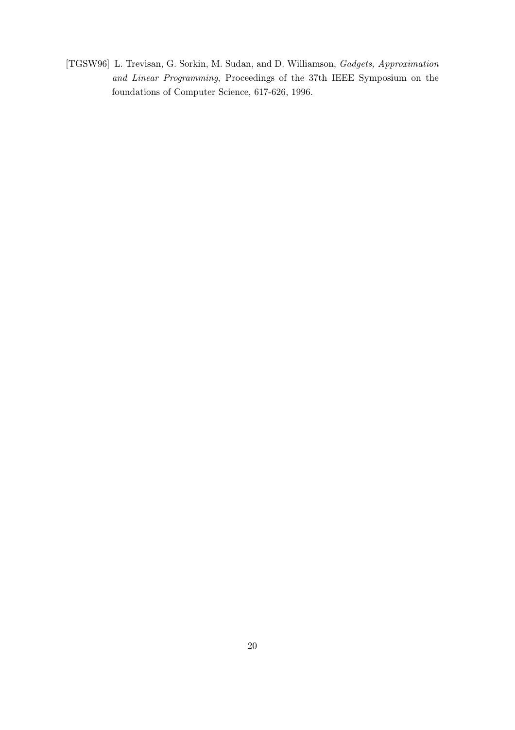[TGSW96] L. Trevisan, G. Sorkin, M. Sudan, and D. Williamson, *Gadgets, Approximation and Linear Programming*, Proceedings of the 37th IEEE Symposium on the foundations of Computer Science, 617-626, 1996.